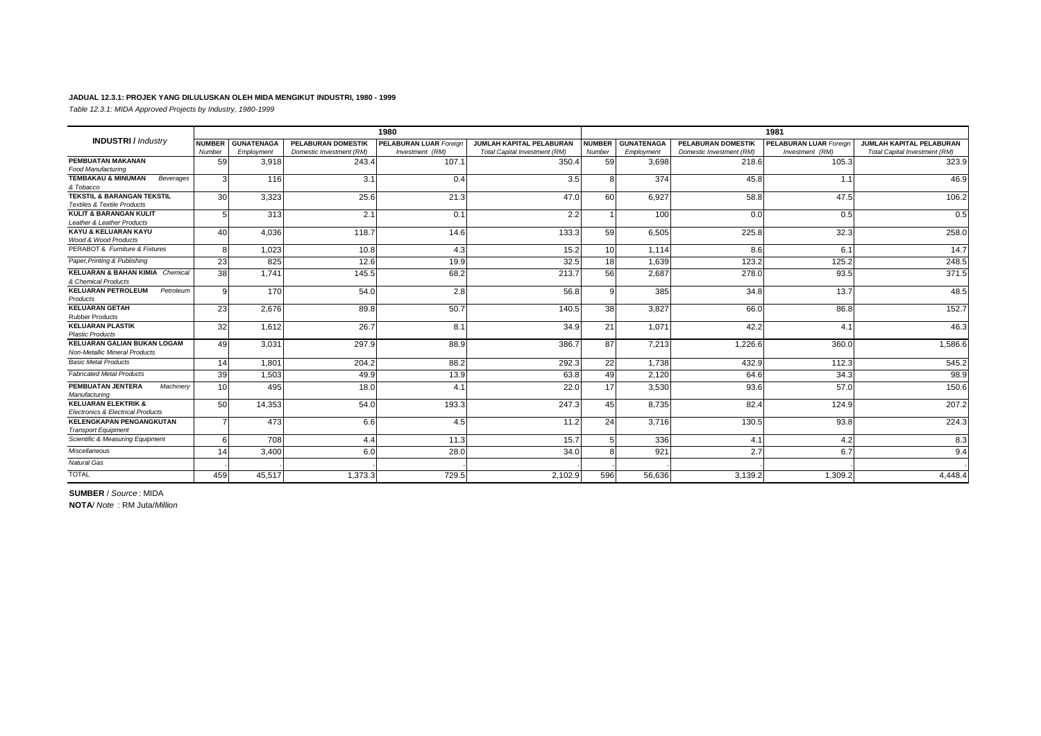**JADUAL 12.3.1: PROJEK YANG DILULUSKAN OLEH MIDA MENGIKUT INDUSTRI, 1980 - 1999**

*Table 12.3.1: MIDA Approved Projects by Industry, 1980-1999*

| **INDUSTRI** / *Industry* | 1980 | | | | | 1981 | | | | |
|---|---|---|---|---|---|---|---|---|---|---|
| | **NUMBER** *Number* | **GUNATENAGA** *Employment* | **PELABURAN DOMESTIK** *Domestic Investment (RM)* | **PELABURAN LUAR** *Foreign Investment (RM)* | **JUMLAH KAPITAL PELABURAN** *Total Capital Investment (RM)* | **NUMBER** *Number* | **GUNATENAGA** *Employment* | **PELABURAN DOMESTIK** *Domestic Investment (RM)* | **PELABURAN LUAR** *Foreign Investment (RM)* | **JUMLAH KAPITAL PELABURAN** *Total Capital Investment (RM)* |
| **PEMBUATAN MAKANAN** *Food Manufacturing* | 59 | 3,918 | 243.4 | 107.1 | 350.4 | 59 | 3,698 | 218.6 | 105.3 | 323.9 |
| **TEMBAKAU & MINUMAN** *Beverages & Tobacco* | 3 | 116 | 3.1 | 0.4 | 3.5 | 8 | 374 | 45.8 | 1.1 | 46.9 |
| **TEKSTIL & BARANGAN TEKSTIL** *Textiles & Textile Products* | 30 | 3,323 | 25.6 | 21.3 | 47.0 | 60 | 6,927 | 58.8 | 47.5 | 106.2 |
| **KULIT & BARANGAN KULIT** *Leather & Leather Products* | 5 | 313 | 2.1 | 0.1 | 2.2 | 1 | 100 | 0.0 | 0.5 | 0.5 |
| **KAYU & KELUARAN KAYU** *Wood & Wood Products* | 40 | 4,036 | 118.7 | 14.6 | 133.3 | 59 | 6,505 | 225.8 | 32.3 | 258.0 |
| PERABOT & *Furniture & Fixtures* | 8 | 1,023 | 10.8 | 4.3 | 15.2 | 10 | 1,114 | 8.6 | 6.1 | 14.7 |
| *Paper,Printing & Publishing* | 23 | 825 | 12.6 | 19.9 | 32.5 | 18 | 1,639 | 123.2 | 125.2 | 248.5 |
| **KELUARAN & BAHAN KIMIA** *Chemical & Chemical Products* | 38 | 1,741 | 145.5 | 68.2 | 213.7 | 56 | 2,687 | 278.0 | 93.5 | 371.5 |
| **KELUARAN PETROLEUM** *Petroleum Products* | 9 | 170 | 54.0 | 2.8 | 56.8 | 9 | 385 | 34.8 | 13.7 | 48.5 |
| **KELUARAN GETAH** *Rubber Products* | 23 | 2,676 | 89.8 | 50.7 | 140.5 | 38 | 3,827 | 66.0 | 86.8 | 152.7 |
| **KELUARAN PLASTIK** *Plastic Products* | 32 | 1,612 | 26.7 | 8.1 | 34.9 | 21 | 1,071 | 42.2 | 4.1 | 46.3 |
| **KELUARAN GALIAN BUKAN LOGAM** *Non-Metallic Mineral Products* | 49 | 3,031 | 297.9 | 88.9 | 386.7 | 87 | 7,213 | 1,226.6 | 360.0 | 1,586.6 |
| *Basic Metal Products* | 14 | 1,801 | 204.2 | 88.2 | 292.3 | 22 | 1,738 | 432.9 | 112.3 | 545.2 |
| *Fabricated Metal Products* | 39 | 1,503 | 49.9 | 13.9 | 63.8 | 49 | 2,120 | 64.6 | 34.3 | 98.9 |
| **PEMBUATAN JENTERA** *Machinery Manufacturing* | 10 | 495 | 18.0 | 4.1 | 22.0 | 17 | 3,530 | 93.6 | 57.0 | 150.6 |
| **KELUARAN ELEKTRIK &** *Electronics & Electrical Products* | 50 | 14,353 | 54.0 | 193.3 | 247.3 | 45 | 8,735 | 82.4 | 124.9 | 207.2 |
| **KELENGKAPAN PENGANGKUTAN** *Transport Equipment* | 7 | 473 | 6.6 | 4.5 | 11.2 | 24 | 3,716 | 130.5 | 93.8 | 224.3 |
| *Scientific & Measuring Equipment* | 6 | 708 | 4.4 | 11.3 | 15.7 | 5 | 336 | 4.1 | 4.2 | 8.3 |
| *Miscellaneous* | 14 | 3,400 | 6.0 | 28.0 | 34.0 | 8 | 921 | 2.7 | 6.7 | 9.4 |
| *Natural Gas* | . | . | . | . | . | . | . | . | . | . |
| TOTAL | 459 | 45,517 | 1,373.3 | 729.5 | 2,102.9 | 596 | 56,636 | 3,139.2 | 1,309.2 | 4,448.4 |

**SUMBER** / *Source* : MIDA

**NOTA**/ *Note* : RM Juta/*Million*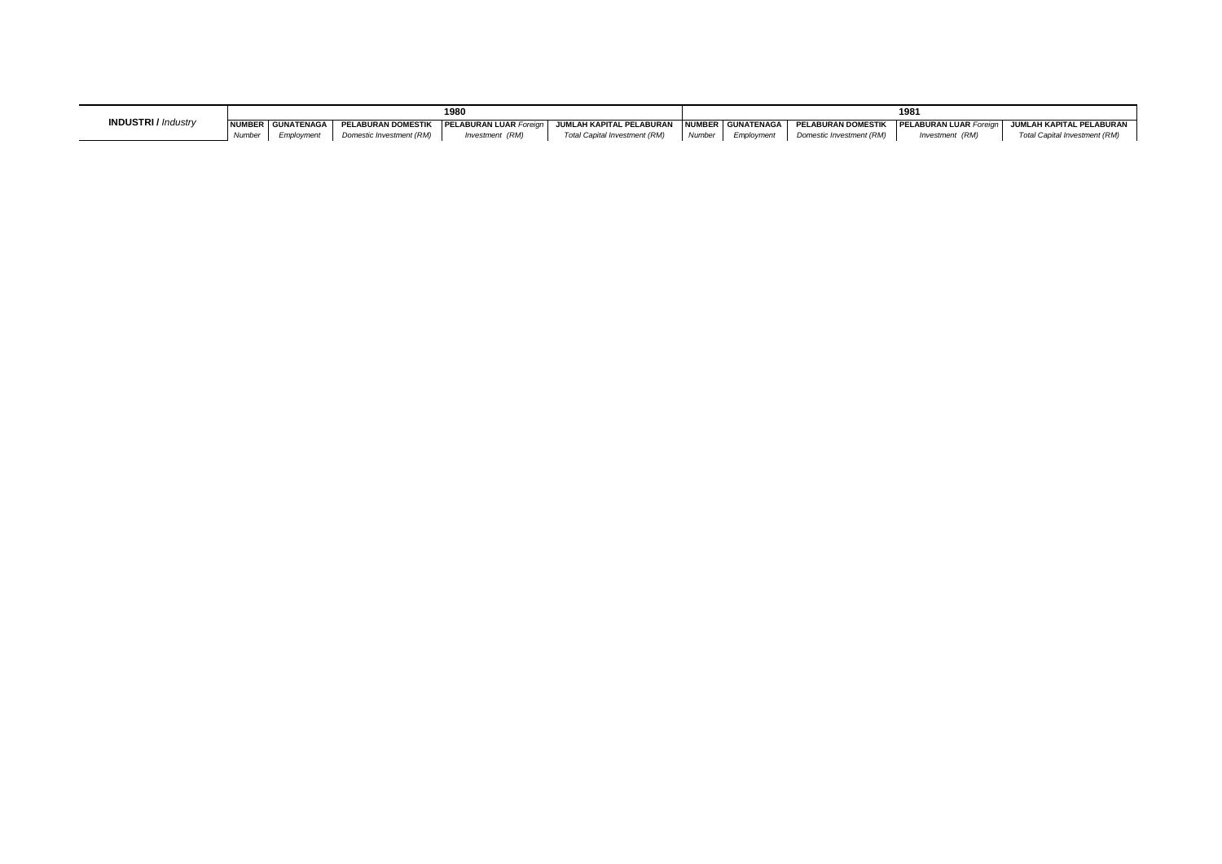| **INDUSTRI /** *Industry* | 1980 | | | | | 1981 | | | | |
|---|---|---|---|---|---|---|---|---|---|---|
| | **NUMBER** *Number* | **GUNATENAGA** *Employment* | **PELABURAN DOMESTIK** *Domestic Investment (RM)* | **PELABURAN LUAR** *Foreign Investment (RM)* | **JUMLAH KAPITAL PELABURAN** *Total Capital Investment (RM)* | **NUMBER** *Number* | **GUNATENAGA** *Employment* | **PELABURAN DOMESTIK** *Domestic Investment (RM)* | **PELABURAN LUAR** *Foreign Investment (RM)* | **JUMLAH KAPITAL PELABURAN** *Total Capital Investment (RM)* |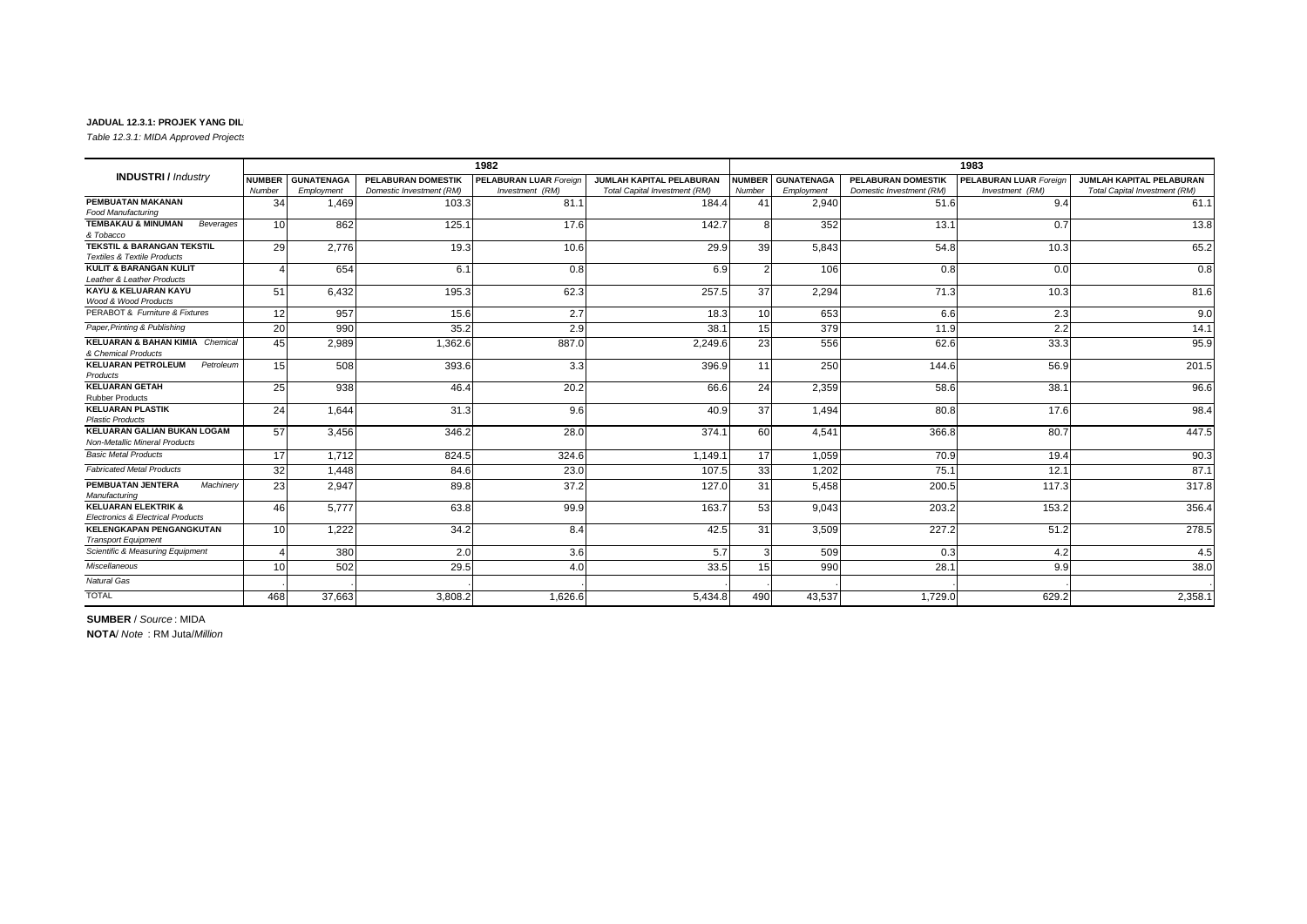**JADUAL 12.3.1: PROJEK YANG DIL**

*Table 12.3.1: MIDA Approved Projects*

| **INDUSTRI** / *Industry* | 1982 | | | | | 1983 | | | | |
|---|---|---|---|---|---|---|---|---|---|---|
| | **NUMBER** *Number* | **GUNATENAGA** *Employment* | **PELABURAN DOMESTIK** *Domestic Investment (RM)* | **PELABURAN LUAR** *Foreign Investment (RM)* | **JUMLAH KAPITAL PELABURAN** *Total Capital Investment (RM)* | **NUMBER** *Number* | **GUNATENAGA** *Employment* | **PELABURAN DOMESTIK** *Domestic Investment (RM)* | **PELABURAN LUAR** *Foreign Investment (RM)* | **JUMLAH KAPITAL PELABURAN** *Total Capital Investment (RM)* |
| **PEMBUATAN MAKANAN** *Food Manufacturing* | 34 | 1,469 | 103.3 | 81.1 | 184.4 | 41 | 2,940 | 51.6 | 9.4 | 61.1 |
| **TEMBAKAU & MINUMAN** *Beverages & Tobacco* | 10 | 862 | 125.1 | 17.6 | 142.7 | 8 | 352 | 13.1 | 0.7 | 13.8 |
| **TEKSTIL & BARANGAN TEKSTIL** *Textiles & Textile Products* | 29 | 2,776 | 19.3 | 10.6 | 29.9 | 39 | 5,843 | 54.8 | 10.3 | 65.2 |
| **KULIT & BARANGAN KULIT** *Leather & Leather Products* | 4 | 654 | 6.1 | 0.8 | 6.9 | 2 | 106 | 0.8 | 0.0 | 0.8 |
| **KAYU & KELUARAN KAYU** *Wood & Wood Products* | 51 | 6,432 | 195.3 | 62.3 | 257.5 | 37 | 2,294 | 71.3 | 10.3 | 81.6 |
| PERABOT & *Furniture & Fixtures* | 12 | 957 | 15.6 | 2.7 | 18.3 | 10 | 653 | 6.6 | 2.3 | 9.0 |
| *Paper,Printing & Publishing* | 20 | 990 | 35.2 | 2.9 | 38.1 | 15 | 379 | 11.9 | 2.2 | 14.1 |
| **KELUARAN & BAHAN KIMIA** *Chemical & Chemical Products* | 45 | 2,989 | 1,362.6 | 887.0 | 2,249.6 | 23 | 556 | 62.6 | 33.3 | 95.9 |
| **KELUARAN PETROLEUM** *Petroleum Products* | 15 | 508 | 393.6 | 3.3 | 396.9 | 11 | 250 | 144.6 | 56.9 | 201.5 |
| **KELUARAN GETAH** *Rubber Products* | 25 | 938 | 46.4 | 20.2 | 66.6 | 24 | 2,359 | 58.6 | 38.1 | 96.6 |
| **KELUARAN PLASTIK** *Plastic Products* | 24 | 1,644 | 31.3 | 9.6 | 40.9 | 37 | 1,494 | 80.8 | 17.6 | 98.4 |
| **KELUARAN GALIAN BUKAN LOGAM** *Non-Metallic Mineral Products* | 57 | 3,456 | 346.2 | 28.0 | 374.1 | 60 | 4,541 | 366.8 | 80.7 | 447.5 |
| *Basic Metal Products* | 17 | 1,712 | 824.5 | 324.6 | 1,149.1 | 17 | 1,059 | 70.9 | 19.4 | 90.3 |
| *Fabricated Metal Products* | 32 | 1,448 | 84.6 | 23.0 | 107.5 | 33 | 1,202 | 75.1 | 12.1 | 87.1 |
| **PEMBUATAN JENTERA** *Machinery Manufacturing* | 23 | 2,947 | 89.8 | 37.2 | 127.0 | 31 | 5,458 | 200.5 | 117.3 | 317.8 |
| **KELUARAN ELEKTRIK &** *Electronics & Electrical Products* | 46 | 5,777 | 63.8 | 99.9 | 163.7 | 53 | 9,043 | 203.2 | 153.2 | 356.4 |
| **KELENGKAPAN PENGANGKUTAN** *Transport Equipment* | 10 | 1,222 | 34.2 | 8.4 | 42.5 | 31 | 3,509 | 227.2 | 51.2 | 278.5 |
| *Scientific & Measuring Equipment* | 4 | 380 | 2.0 | 3.6 | 5.7 | 3 | 509 | 0.3 | 4.2 | 4.5 |
| *Miscellaneous* | 10 | 502 | 29.5 | 4.0 | 33.5 | 15 | 990 | 28.1 | 9.9 | 38.0 |
| *Natural Gas* | . | . | . | . | . | . | . | . | . | . |
| TOTAL | 468 | 37,663 | 3,808.2 | 1,626.6 | 5,434.8 | 490 | 43,537 | 1,729.0 | 629.2 | 2,358.1 |

**SUMBER** / *Source* : MIDA

**NOTA**/ *Note* : RM Juta/*Million*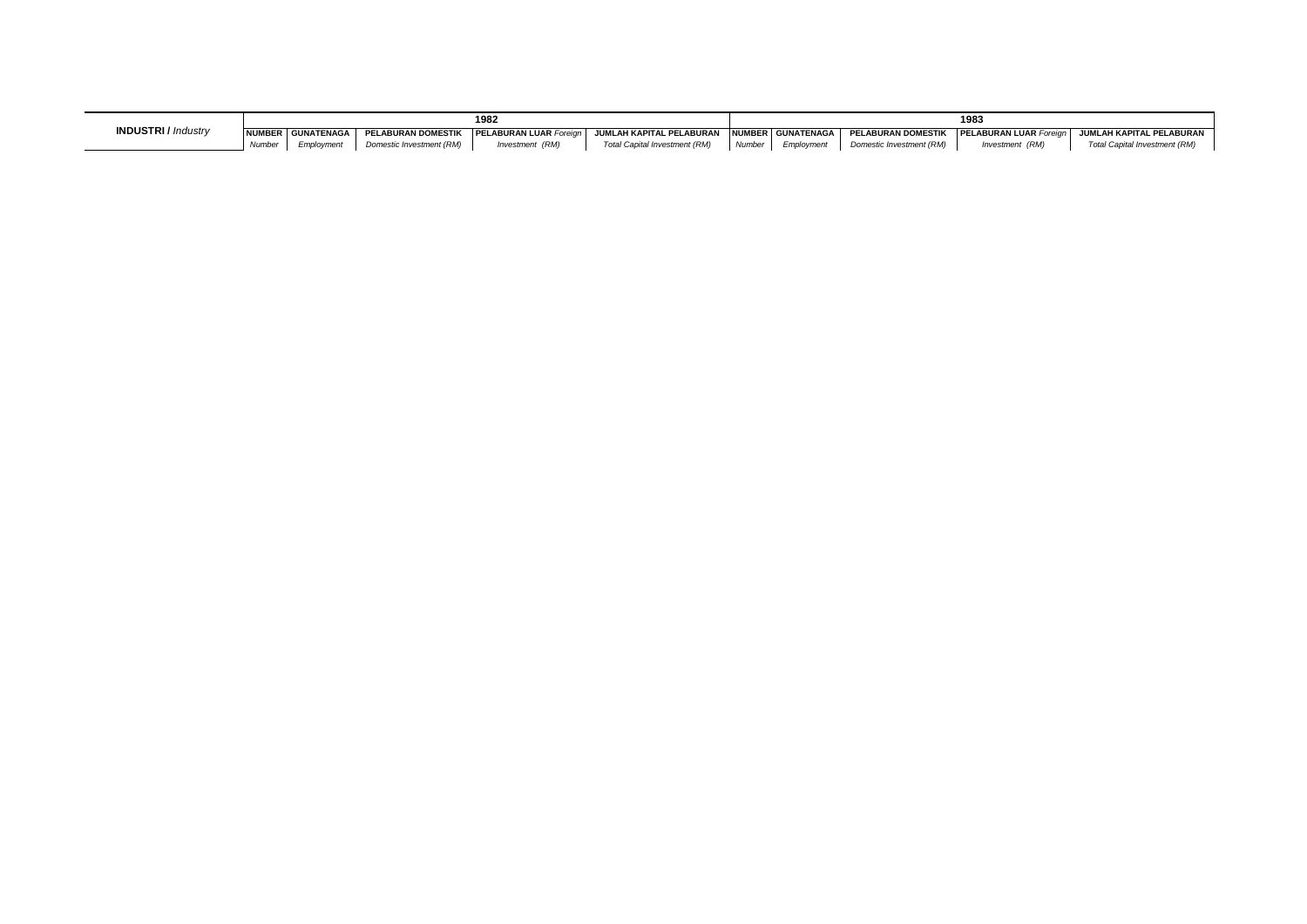| INDUSTRI / *Industry* | 1982 | | | | | 1983 | | | | |
|---|---|---|---|---|---|---|---|---|---|---|
| | NUMBER *Number* | GUNATENAGA *Employment* | PELABURAN DOMESTIK *Domestic Investment (RM)* | PELABURAN LUAR *Foreign Investment (RM)* | JUMLAH KAPITAL PELABURAN *Total Capital Investment (RM)* | NUMBER *Number* | GUNATENAGA *Employment* | PELABURAN DOMESTIK *Domestic Investment (RM)* | PELABURAN LUAR *Foreign Investment (RM)* | JUMLAH KAPITAL PELABURAN *Total Capital Investment (RM)* |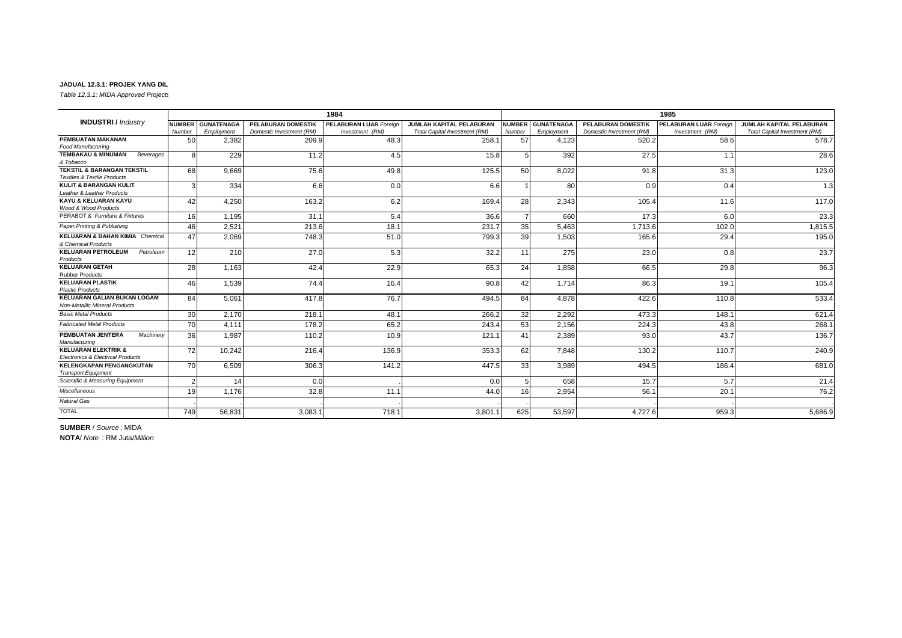**JADUAL 12.3.1: PROJEK YANG DIL**

*Table 12.3.1: MIDA Approved Projects*

| **INDUSTRI** / *Industry* | 1984 | | | | | 1985 | | | | |
|---|---|---|---|---|---|---|---|---|---|---|
| | **NUMBER** *Number* | **GUNATENAGA** *Employment* | **PELABURAN DOMESTIK** *Domestic Investment (RM)* | **PELABURAN LUAR** *Foreign Investment (RM)* | **JUMLAH KAPITAL PELABURAN** *Total Capital Investment (RM)* | **NUMBER** *Number* | **GUNATENAGA** *Employment* | **PELABURAN DOMESTIK** *Domestic Investment (RM)* | **PELABURAN LUAR** *Foreign Investment (RM)* | **JUMLAH KAPITAL PELABURAN** *Total Capital Investment (RM)* |
| **PEMBUATAN MAKANAN** *Food Manufacturing* | 50 | 2,382 | 209.9 | 48.3 | 258.1 | 57 | 4,123 | 520.2 | 58.6 | 578.7 |
| **TEMBAKAU & MINUMAN** *Beverages & Tobacco* | 8 | 229 | 11.2 | 4.5 | 15.8 | 5 | 392 | 27.5 | 1.1 | 28.6 |
| **TEKSTIL & BARANGAN TEKSTIL** *Textiles & Textile Products* | 68 | 9,669 | 75.6 | 49.8 | 125.5 | 50 | 8,022 | 91.8 | 31.3 | 123.0 |
| **KULIT & BARANGAN KULIT** *Leather & Leather Products* | 3 | 334 | 6.6 | 0.0 | 6.6 | 1 | 80 | 0.9 | 0.4 | 1.3 |
| **KAYU & KELUARAN KAYU** *Wood & Wood Products* | 42 | 4,250 | 163.2 | 6.2 | 169.4 | 28 | 2,343 | 105.4 | 11.6 | 117.0 |
| PERABOT & *Furniture & Fixtures* | 16 | 1,195 | 31.1 | 5.4 | 36.6 | 7 | 660 | 17.3 | 6.0 | 23.3 |
| *Paper,Printing & Publishing* | 46 | 2,521 | 213.6 | 18.1 | 231.7 | 35 | 5,463 | 1,713.6 | 102.0 | 1,815.5 |
| **KELUARAN & BAHAN KIMIA** *Chemical & Chemical Products* | 47 | 2,069 | 748.3 | 51.0 | 799.3 | 39 | 1,503 | 165.6 | 29.4 | 195.0 |
| **KELUARAN PETROLEUM** *Petroleum Products* | 12 | 210 | 27.0 | 5.3 | 32.2 | 11 | 275 | 23.0 | 0.8 | 23.7 |
| **KELUARAN GETAH** *Rubber Products* | 28 | 1,163 | 42.4 | 22.9 | 65.3 | 24 | 1,858 | 66.5 | 29.8 | 96.3 |
| **KELUARAN PLASTIK** *Plastic Products* | 46 | 1,539 | 74.4 | 16.4 | 90.8 | 42 | 1,714 | 86.3 | 19.1 | 105.4 |
| **KELUARAN GALIAN BUKAN LOGAM** *Non-Metallic Mineral Products* | 84 | 5,061 | 417.8 | 76.7 | 494.5 | 84 | 4,878 | 422.6 | 110.8 | 533.4 |
| *Basic Metal Products* | 30 | 2,170 | 218.1 | 48.1 | 266.2 | 32 | 2,292 | 473.3 | 148.1 | 621.4 |
| *Fabricated Metal Products* | 70 | 4,111 | 178.2 | 65.2 | 243.4 | 53 | 2,156 | 224.3 | 43.8 | 268.1 |
| **PEMBUATAN JENTERA** *Machinery Manufacturing* | 36 | 1,987 | 110.2 | 10.9 | 121.1 | 41 | 2,389 | 93.0 | 43.7 | 136.7 |
| **KELUARAN ELEKTRIK &** *Electronics & Electrical Products* | 72 | 10,242 | 216.4 | 136.9 | 353.3 | 62 | 7,848 | 130.2 | 110.7 | 240.9 |
| **KELENGKAPAN PENGANGKUTAN** *Transport Equipment* | 70 | 6,509 | 306.3 | 141.2 | 447.5 | 33 | 3,989 | 494.5 | 186.4 | 681.0 |
| *Scientific & Measuring Equipment* | 2 | 14 | 0.0 | . | 0.0 | 5 | 658 | 15.7 | 5.7 | 21.4 |
| *Miscellaneous* | 19 | 1,176 | 32.8 | 11.1 | 44.0 | 16 | 2,954 | 56.1 | 20.1 | 76.2 |
| *Natural Gas* | . | . | . | . | . | . | . | . | . | . |
| TOTAL | 749 | 56,831 | 3,083.1 | 718.1 | 3,801.1 | 625 | 53,597 | 4,727.6 | 959.3 | 5,686.9 |

**SUMBER** / *Source* : MIDA

**NOTA**/ *Note* : RM Juta/*Million*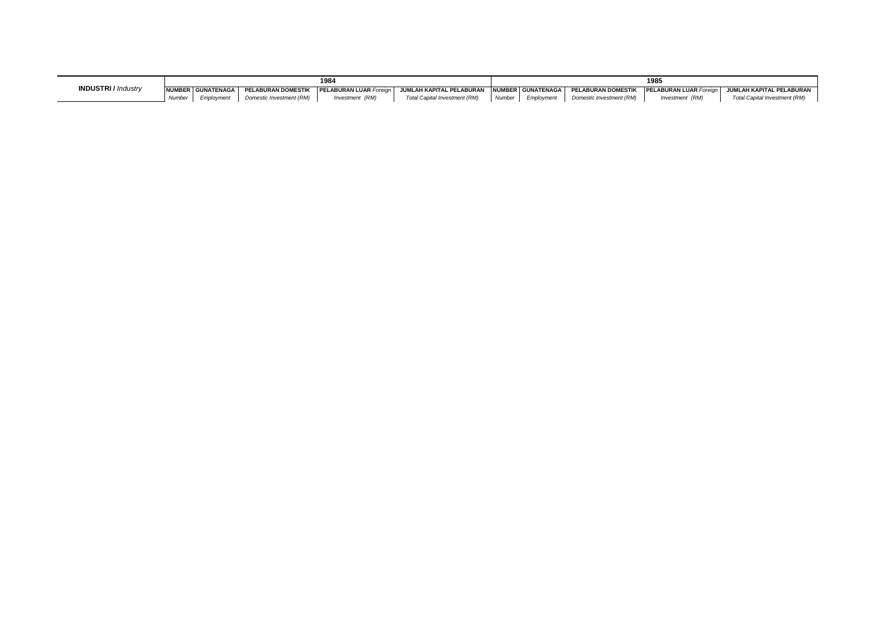| INDUSTRI / *Industry* | 1984 | | | | | 1985 | | | | |
|---|---|---|---|---|---|---|---|---|---|---|
| | NUMBER *Number* | GUNATENAGA *Employment* | PELABURAN DOMESTIK *Domestic Investment (RM)* | PELABURAN LUAR *Foreign Investment (RM)* | JUMLAH KAPITAL PELABURAN *Total Capital Investment (RM)* | NUMBER *Number* | GUNATENAGA *Employment* | PELABURAN DOMESTIK *Domestic Investment (RM)* | PELABURAN LUAR *Foreign Investment (RM)* | JUMLAH KAPITAL PELABURAN *Total Capital Investment (RM)* |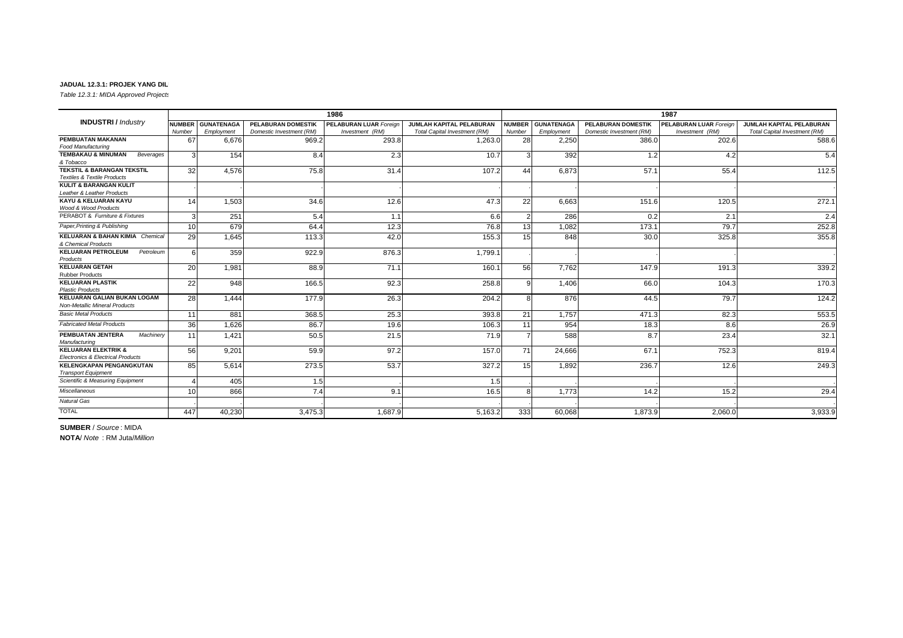**JADUAL 12.3.1: PROJEK YANG DIL**

*Table 12.3.1: MIDA Approved Projects*

| **INDUSTRI** / *Industry* | 1986 | | | | | 1987 | | | | |
|---|---|---|---|---|---|---|---|---|---|---|
| | **NUMBER** *Number* | **GUNATENAGA** *Employment* | **PELABURAN DOMESTIK** *Domestic Investment (RM)* | **PELABURAN LUAR** *Foreign Investment (RM)* | **JUMLAH KAPITAL PELABURAN** *Total Capital Investment (RM)* | **NUMBER** *Number* | **GUNATENAGA** *Employment* | **PELABURAN DOMESTIK** *Domestic Investment (RM)* | **PELABURAN LUAR** *Foreign Investment (RM)* | **JUMLAH KAPITAL PELABURAN** *Total Capital Investment (RM)* |
| **PEMBUATAN MAKANAN** *Food Manufacturing* | 67 | 6,676 | 969.2 | 293.8 | 1,263.0 | 28 | 2,250 | 386.0 | 202.6 | 588.6 |
| **TEMBAKAU & MINUMAN** *Beverages & Tobacco* | 3 | 154 | 8.4 | 2.3 | 10.7 | 3 | 392 | 1.2 | 4.2 | 5.4 |
| **TEKSTIL & BARANGAN TEKSTIL** *Textiles & Textile Products* | 32 | 4,576 | 75.8 | 31.4 | 107.2 | 44 | 6,873 | 57.1 | 55.4 | 112.5 |
| **KULIT & BARANGAN KULIT** *Leather & Leather Products* | . | . | . | . | . | . | . | . | . | . |
| **KAYU & KELUARAN KAYU** *Wood & Wood Products* | 14 | 1,503 | 34.6 | 12.6 | 47.3 | 22 | 6,663 | 151.6 | 120.5 | 272.1 |
| PERABOT & *Furniture & Fixtures* | 3 | 251 | 5.4 | 1.1 | 6.6 | 2 | 286 | 0.2 | 2.1 | 2.4 |
| *Paper,Printing & Publishing* | 10 | 679 | 64.4 | 12.3 | 76.8 | 13 | 1,082 | 173.1 | 79.7 | 252.8 |
| **KELUARAN & BAHAN KIMIA** *Chemical & Chemical Products* | 29 | 1,645 | 113.3 | 42.0 | 155.3 | 15 | 848 | 30.0 | 325.8 | 355.8 |
| **KELUARAN PETROLEUM** *Petroleum Products* | 6 | 359 | 922.9 | 876.3 | 1,799.1 | . | . | . | . | . |
| **KELUARAN GETAH** *Rubber Products* | 20 | 1,981 | 88.9 | 71.1 | 160.1 | 56 | 7,762 | 147.9 | 191.3 | 339.2 |
| **KELUARAN PLASTIK** *Plastic Products* | 22 | 948 | 166.5 | 92.3 | 258.8 | 9 | 1,406 | 66.0 | 104.3 | 170.3 |
| **KELUARAN GALIAN BUKAN LOGAM** *Non-Metallic Mineral Products* | 28 | 1,444 | 177.9 | 26.3 | 204.2 | 8 | 876 | 44.5 | 79.7 | 124.2 |
| *Basic Metal Products* | 11 | 881 | 368.5 | 25.3 | 393.8 | 21 | 1,757 | 471.3 | 82.3 | 553.5 |
| *Fabricated Metal Products* | 36 | 1,626 | 86.7 | 19.6 | 106.3 | 11 | 954 | 18.3 | 8.6 | 26.9 |
| **PEMBUATAN JENTERA** *Machinery Manufacturing* | 11 | 1,421 | 50.5 | 21.5 | 71.9 | 7 | 588 | 8.7 | 23.4 | 32.1 |
| **KELUARAN ELEKTRIK &** *Electronics & Electrical Products* | 56 | 9,201 | 59.9 | 97.2 | 157.0 | 71 | 24,666 | 67.1 | 752.3 | 819.4 |
| **KELENGKAPAN PENGANGKUTAN** *Transport Equipment* | 85 | 5,614 | 273.5 | 53.7 | 327.2 | 15 | 1,892 | 236.7 | 12.6 | 249.3 |
| *Scientific & Measuring Equipment* | 4 | 405 | 1.5 | . | 1.5 | . | . | . | . | . |
| *Miscellaneous* | 10 | 866 | 7.4 | 9.1 | 16.5 | 8 | 1,773 | 14.2 | 15.2 | 29.4 |
| *Natural Gas* | . | . | . | . | . | . | . | . | . | . |
| TOTAL | 447 | 40,230 | 3,475.3 | 1,687.9 | 5,163.2 | 333 | 60,068 | 1,873.9 | 2,060.0 | 3,933.9 |

**SUMBER** / *Source* : MIDA

**NOTA**/ *Note* : RM Juta/*Million*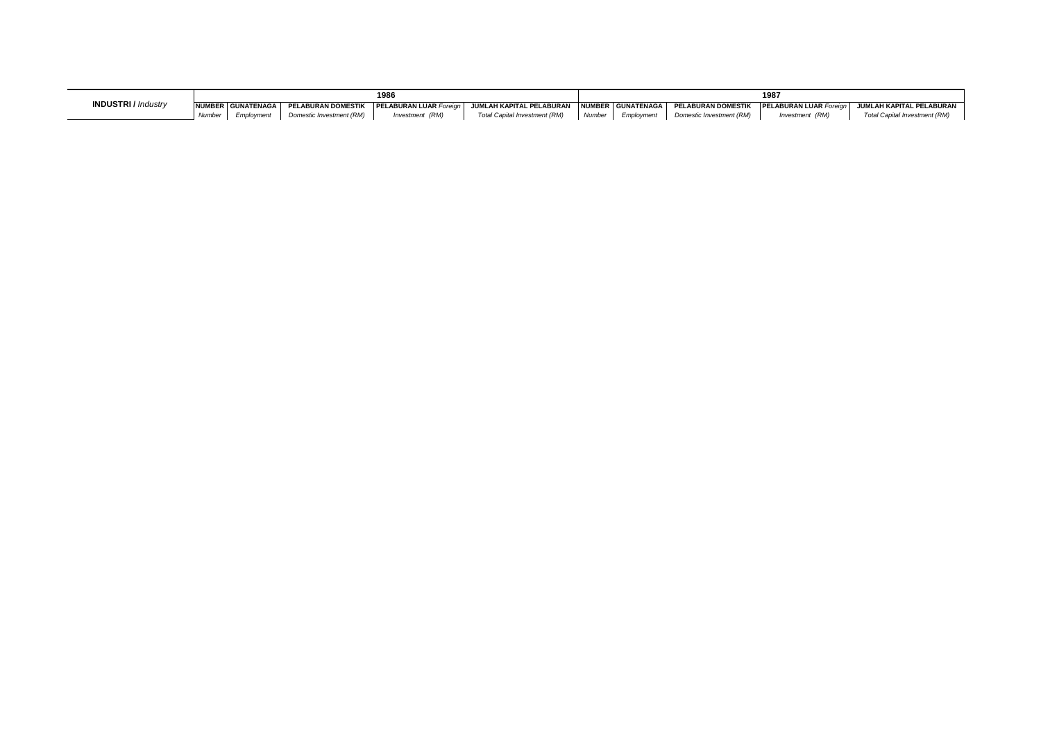| INDUSTRI / *Industry* | 1986 | | | | | 1987 | | | | |
|---|---|---|---|---|---|---|---|---|---|---|
| | NUMBER *Number* | GUNATENAGA *Employment* | PELABURAN DOMESTIK *Domestic Investment (RM)* | PELABURAN LUAR *Foreign Investment (RM)* | JUMLAH KAPITAL PELABURAN *Total Capital Investment (RM)* | NUMBER *Number* | GUNATENAGA *Employment* | PELABURAN DOMESTIK *Domestic Investment (RM)* | PELABURAN LUAR *Foreign Investment (RM)* | JUMLAH KAPITAL PELABURAN *Total Capital Investment (RM)* |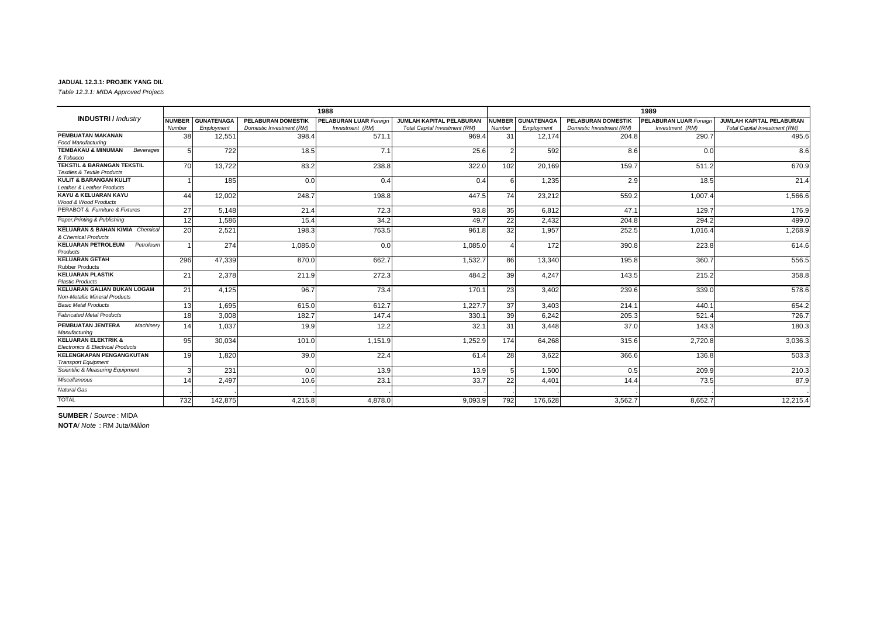**JADUAL 12.3.1: PROJEK YANG DIL**

*Table 12.3.1: MIDA Approved Projects*

| **INDUSTRI /** *Industry* | 1988 | | | | | 1989 | | | | |
|---|---|---|---|---|---|---|---|---|---|---|
| | **NUMBER** *Number* | **GUNATENAGA** *Employment* | **PELABURAN DOMESTIK** *Domestic Investment (RM)* | **PELABURAN LUAR** *Foreign Investment (RM)* | **JUMLAH KAPITAL PELABURAN** *Total Capital Investment (RM)* | **NUMBER** *Number* | **GUNATENAGA** *Employment* | **PELABURAN DOMESTIK** *Domestic Investment (RM)* | **PELABURAN LUAR** *Foreign Investment (RM)* | **JUMLAH KAPITAL PELABURAN** *Total Capital Investment (RM)* |
| **PEMBUATAN MAKANAN** *Food Manufacturing* | 38 | 12,551 | 398.4 | 571.1 | 969.4 | 31 | 12,174 | 204.8 | 290.7 | 495.6 |
| **TEMBAKAU & MINUMAN** *Beverages & Tobacco* | 5 | 722 | 18.5 | 7.1 | 25.6 | 2 | 592 | 8.6 | 0.0 | 8.6 |
| **TEKSTIL & BARANGAN TEKSTIL** *Textiles & Textile Products* | 70 | 13,722 | 83.2 | 238.8 | 322.0 | 102 | 20,169 | 159.7 | 511.2 | 670.9 |
| **KULIT & BARANGAN KULIT** *Leather & Leather Products* | 1 | 185 | 0.0 | 0.4 | 0.4 | 6 | 1,235 | 2.9 | 18.5 | 21.4 |
| **KAYU & KELUARAN KAYU** *Wood & Wood Products* | 44 | 12,002 | 248.7 | 198.8 | 447.5 | 74 | 23,212 | 559.2 | 1,007.4 | 1,566.6 |
| PERABOT & *Furniture & Fixtures* | 27 | 5,148 | 21.4 | 72.3 | 93.8 | 35 | 6,812 | 47.1 | 129.7 | 176.9 |
| *Paper,Printing & Publishing* | 12 | 1,586 | 15.4 | 34.2 | 49.7 | 22 | 2,432 | 204.8 | 294.2 | 499.0 |
| **KELUARAN & BAHAN KIMIA** *Chemical & Chemical Products* | 20 | 2,521 | 198.3 | 763.5 | 961.8 | 32 | 1,957 | 252.5 | 1,016.4 | 1,268.9 |
| **KELUARAN PETROLEUM** *Petroleum Products* | 1 | 274 | 1,085.0 | 0.0 | 1,085.0 | 4 | 172 | 390.8 | 223.8 | 614.6 |
| **KELUARAN GETAH** *Rubber Products* | 296 | 47,339 | 870.0 | 662.7 | 1,532.7 | 86 | 13,340 | 195.8 | 360.7 | 556.5 |
| **KELUARAN PLASTIK** *Plastic Products* | 21 | 2,378 | 211.9 | 272.3 | 484.2 | 39 | 4,247 | 143.5 | 215.2 | 358.8 |
| **KELUARAN GALIAN BUKAN LOGAM** *Non-Metallic Mineral Products* | 21 | 4,125 | 96.7 | 73.4 | 170.1 | 23 | 3,402 | 239.6 | 339.0 | 578.6 |
| *Basic Metal Products* | 13 | 1,695 | 615.0 | 612.7 | 1,227.7 | 37 | 3,403 | 214.1 | 440.1 | 654.2 |
| *Fabricated Metal Products* | 18 | 3,008 | 182.7 | 147.4 | 330.1 | 39 | 6,242 | 205.3 | 521.4 | 726.7 |
| **PEMBUATAN JENTERA** *Machinery Manufacturing* | 14 | 1,037 | 19.9 | 12.2 | 32.1 | 31 | 3,448 | 37.0 | 143.3 | 180.3 |
| **KELUARAN ELEKTRIK &** *Electronics & Electrical Products* | 95 | 30,034 | 101.0 | 1,151.9 | 1,252.9 | 174 | 64,268 | 315.6 | 2,720.8 | 3,036.3 |
| **KELENGKAPAN PENGANGKUTAN** *Transport Equipment* | 19 | 1,820 | 39.0 | 22.4 | 61.4 | 28 | 3,622 | 366.6 | 136.8 | 503.3 |
| *Scientific & Measuring Equipment* | 3 | 231 | 0.0 | 13.9 | 13.9 | 5 | 1,500 | 0.5 | 209.9 | 210.3 |
| *Miscellaneous* | 14 | 2,497 | 10.6 | 23.1 | 33.7 | 22 | 4,401 | 14.4 | 73.5 | 87.9 |
| *Natural Gas* | . | . | . | . | . | . | . | . | . | . |
| TOTAL | 732 | 142,875 | 4,215.8 | 4,878.0 | 9,093.9 | 792 | 176,628 | 3,562.7 | 8,652.7 | 12,215.4 |

**SUMBER** / *Source* : MIDA

**NOTA**/ *Note* : RM Juta/*Million*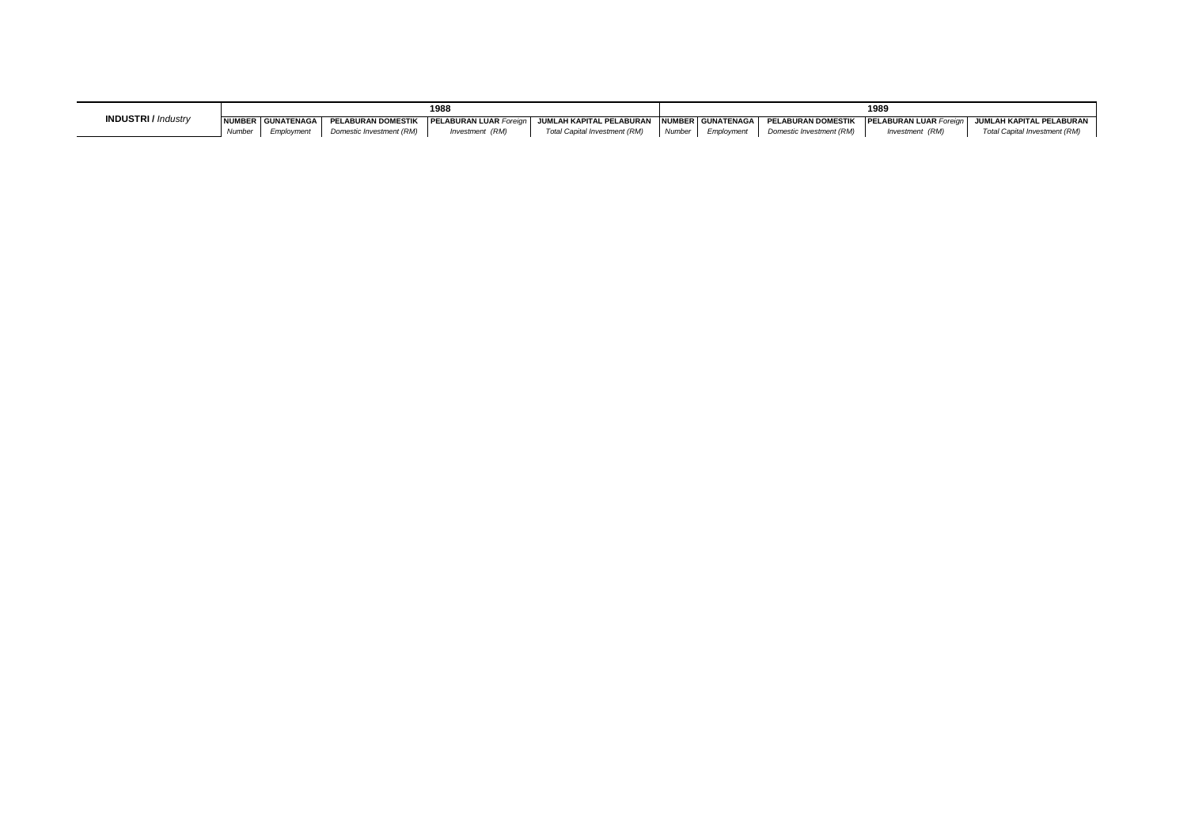| INDUSTRI / *Industry* | 1988 | | | | | 1989 | | | | |
|---|---|---|---|---|---|---|---|---|---|---|
| | NUMBER *Number* | GUNATENAGA *Employment* | PELABURAN DOMESTIK *Domestic Investment (RM)* | PELABURAN LUAR *Foreign Investment (RM)* | JUMLAH KAPITAL PELABURAN *Total Capital Investment (RM)* | NUMBER *Number* | GUNATENAGA *Employment* | PELABURAN DOMESTIK *Domestic Investment (RM)* | PELABURAN LUAR *Foreign Investment (RM)* | JUMLAH KAPITAL PELABURAN *Total Capital Investment (RM)* |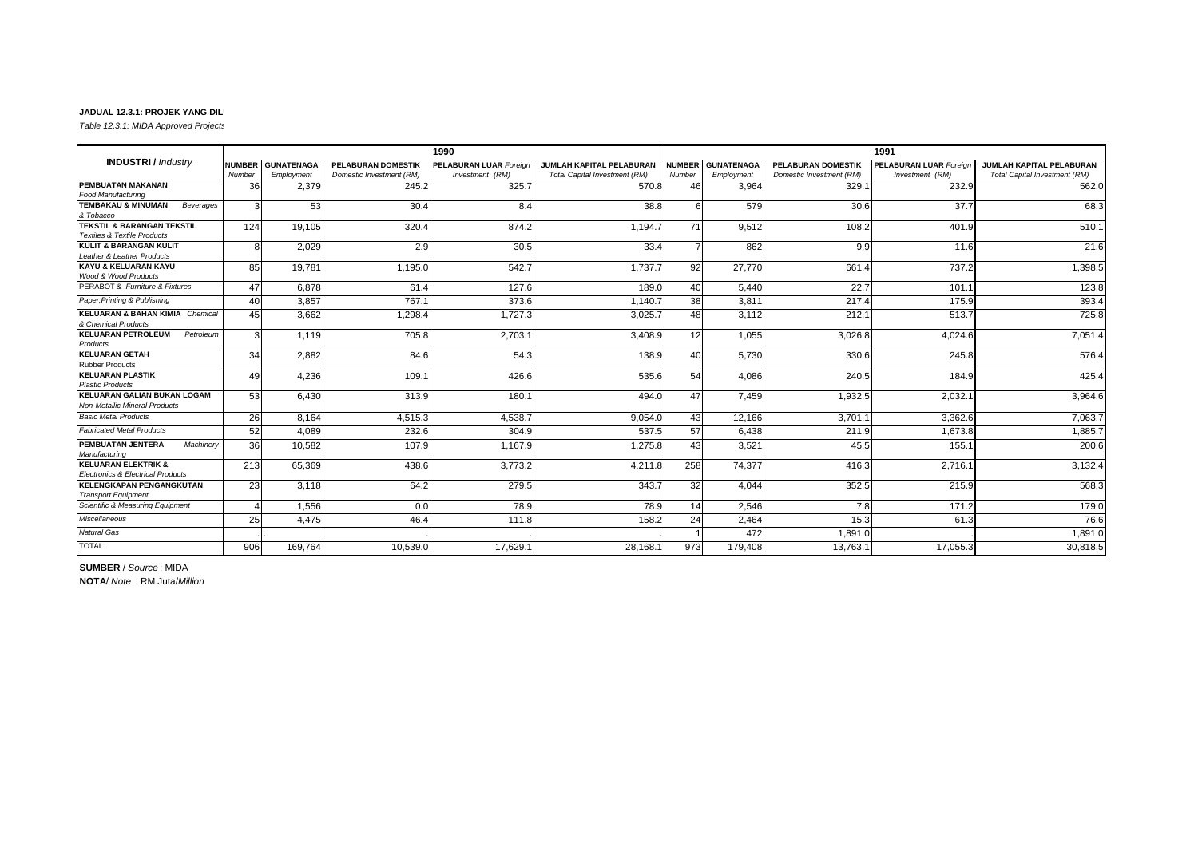**JADUAL 12.3.1: PROJEK YANG DIL**

*Table 12.3.1: MIDA Approved Projects*

| INDUSTRI / *Industry* | 1990 | | | | | 1991 | | | | |
|---|---|---|---|---|---|---|---|---|---|---|
| | NUMBER *Number* | GUNATENAGA *Employment* | PELABURAN DOMESTIK *Domestic Investment (RM)* | PELABURAN LUAR *Foreign Investment (RM)* | JUMLAH KAPITAL PELABURAN *Total Capital Investment (RM)* | NUMBER *Number* | GUNATENAGA *Employment* | PELABURAN DOMESTIK *Domestic Investment (RM)* | PELABURAN LUAR *Foreign Investment (RM)* | JUMLAH KAPITAL PELABURAN *Total Capital Investment (RM)* |
| **PEMBUATAN MAKANAN** *Food Manufacturing* | 36 | 2,379 | 245.2 | 325.7 | 570.8 | 46 | 3,964 | 329.1 | 232.9 | 562.0 |
| **TEMBAKAU & MINUMAN** *Beverages & Tobacco* | 3 | 53 | 30.4 | 8.4 | 38.8 | 6 | 579 | 30.6 | 37.7 | 68.3 |
| **TEKSTIL & BARANGAN TEKSTIL** *Textiles & Textile Products* | 124 | 19,105 | 320.4 | 874.2 | 1,194.7 | 71 | 9,512 | 108.2 | 401.9 | 510.1 |
| **KULIT & BARANGAN KULIT** *Leather & Leather Products* | 8 | 2,029 | 2.9 | 30.5 | 33.4 | 7 | 862 | 9.9 | 11.6 | 21.6 |
| **KAYU & KELUARAN KAYU** *Wood & Wood Products* | 85 | 19,781 | 1,195.0 | 542.7 | 1,737.7 | 92 | 27,770 | 661.4 | 737.2 | 1,398.5 |
| PERABOT & *Furniture & Fixtures* | 47 | 6,878 | 61.4 | 127.6 | 189.0 | 40 | 5,440 | 22.7 | 101.1 | 123.8 |
| *Paper,Printing & Publishing* | 40 | 3,857 | 767.1 | 373.6 | 1,140.7 | 38 | 3,811 | 217.4 | 175.9 | 393.4 |
| **KELUARAN & BAHAN KIMIA** *Chemical & Chemical Products* | 45 | 3,662 | 1,298.4 | 1,727.3 | 3,025.7 | 48 | 3,112 | 212.1 | 513.7 | 725.8 |
| **KELUARAN PETROLEUM** *Petroleum Products* | 3 | 1,119 | 705.8 | 2,703.1 | 3,408.9 | 12 | 1,055 | 3,026.8 | 4,024.6 | 7,051.4 |
| **KELUARAN GETAH** *Rubber Products* | 34 | 2,882 | 84.6 | 54.3 | 138.9 | 40 | 5,730 | 330.6 | 245.8 | 576.4 |
| **KELUARAN PLASTIK** *Plastic Products* | 49 | 4,236 | 109.1 | 426.6 | 535.6 | 54 | 4,086 | 240.5 | 184.9 | 425.4 |
| **KELUARAN GALIAN BUKAN LOGAM** *Non-Metallic Mineral Products* | 53 | 6,430 | 313.9 | 180.1 | 494.0 | 47 | 7,459 | 1,932.5 | 2,032.1 | 3,964.6 |
| *Basic Metal Products* | 26 | 8,164 | 4,515.3 | 4,538.7 | 9,054.0 | 43 | 12,166 | 3,701.1 | 3,362.6 | 7,063.7 |
| *Fabricated Metal Products* | 52 | 4,089 | 232.6 | 304.9 | 537.5 | 57 | 6,438 | 211.9 | 1,673.8 | 1,885.7 |
| **PEMBUATAN JENTERA** *Machinery Manufacturing* | 36 | 10,582 | 107.9 | 1,167.9 | 1,275.8 | 43 | 3,521 | 45.5 | 155.1 | 200.6 |
| **KELUARAN ELEKTRIK &** *Electronics & Electrical Products* | 213 | 65,369 | 438.6 | 3,773.2 | 4,211.8 | 258 | 74,377 | 416.3 | 2,716.1 | 3,132.4 |
| **KELENGKAPAN PENGANGKUTAN** *Transport Equipment* | 23 | 3,118 | 64.2 | 279.5 | 343.7 | 32 | 4,044 | 352.5 | 215.9 | 568.3 |
| *Scientific & Measuring Equipment* | 4 | 1,556 | 0.0 | 78.9 | 78.9 | 14 | 2,546 | 7.8 | 171.2 | 179.0 |
| *Miscellaneous* | 25 | 4,475 | 46.4 | 111.8 | 158.2 | 24 | 2,464 | 15.3 | 61.3 | 76.6 |
| *Natural Gas* | . | . | | . | . | 1 | 472 | 1,891.0 | . | 1,891.0 |
| TOTAL | 906 | 169,764 | 10,539.0 | 17,629.1 | 28,168.1 | 973 | 179,408 | 13,763.1 | 17,055.3 | 30,818.5 |

**SUMBER** / *Source* : MIDA

**NOTA**/ *Note* : RM Juta/*Million*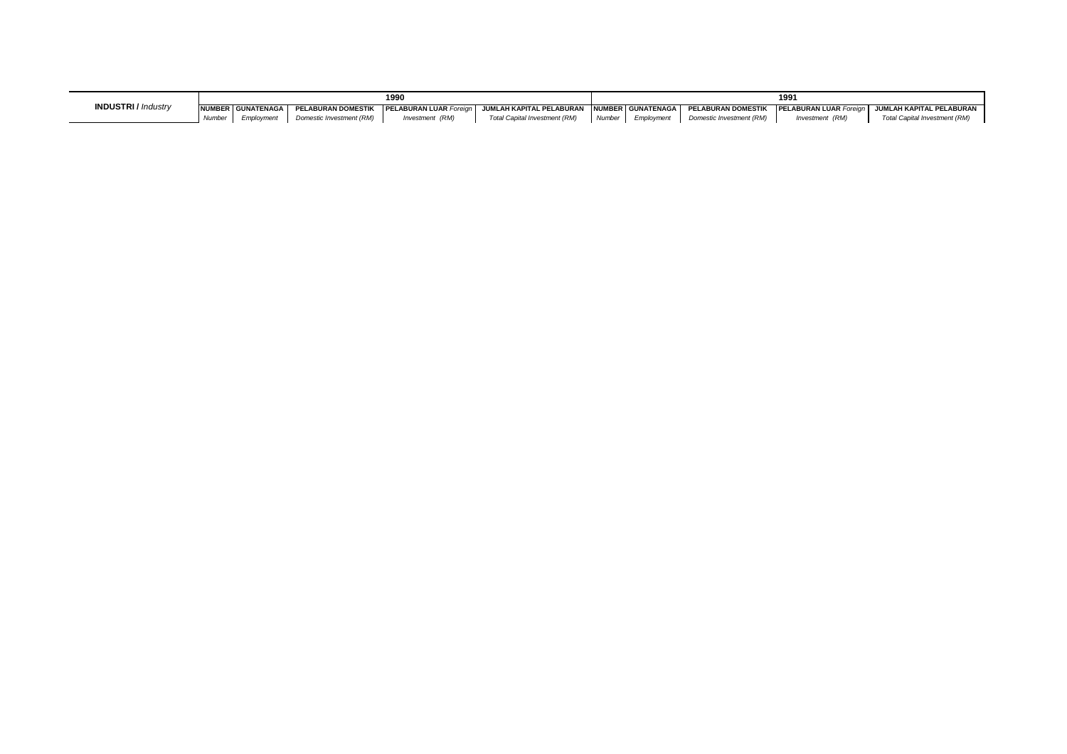| INDUSTRI / *Industry* | 1990 | | | | | 1991 | | | | |
|---|---|---|---|---|---|---|---|---|---|---|
| | NUMBER *Number* | GUNATENAGA *Employment* | PELABURAN DOMESTIK *Domestic Investment (RM)* | PELABURAN LUAR *Foreign Investment (RM)* | JUMLAH KAPITAL PELABURAN *Total Capital Investment (RM)* | NUMBER *Number* | GUNATENAGA *Employment* | PELABURAN DOMESTIK *Domestic Investment (RM)* | PELABURAN LUAR *Foreign Investment (RM)* | JUMLAH KAPITAL PELABURAN *Total Capital Investment (RM)* |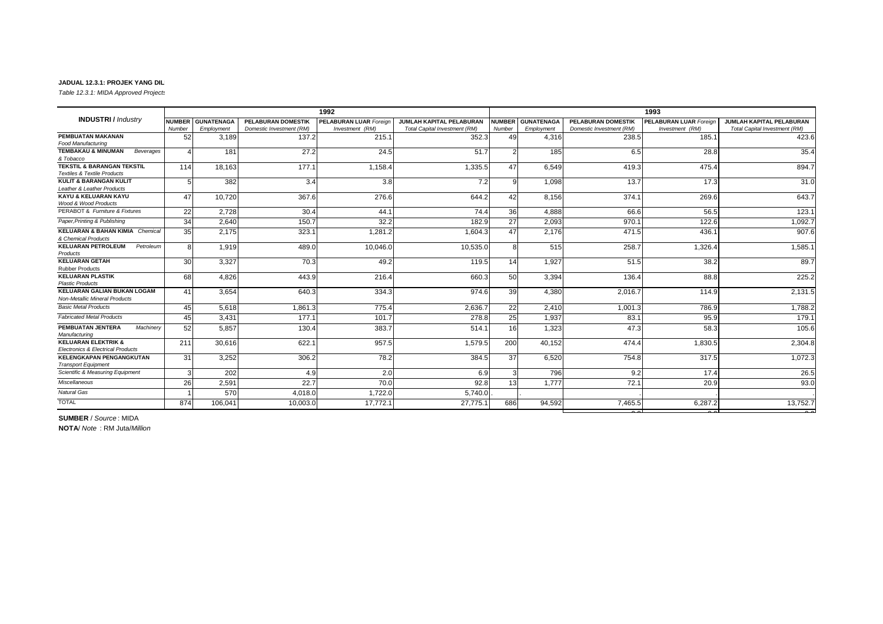**JADUAL 12.3.1: PROJEK YANG DIL**

*Table 12.3.1: MIDA Approved Projects*

| **INDUSTRI** / *Industry* | 1992 | | | | | 1993 | | | | |
|---|---|---|---|---|---|---|---|---|---|---|
| | **NUMBER** *Number* | **GUNATENAGA** *Employment* | **PELABURAN DOMESTIK** *Domestic Investment (RM)* | **PELABURAN LUAR** *Foreign Investment (RM)* | **JUMLAH KAPITAL PELABURAN** *Total Capital Investment (RM)* | **NUMBER** *Number* | **GUNATENAGA** *Employment* | **PELABURAN DOMESTIK** *Domestic Investment (RM)* | **PELABURAN LUAR** *Foreign Investment (RM)* | **JUMLAH KAPITAL PELABURAN** *Total Capital Investment (RM)* |
| **PEMBUATAN MAKANAN** *Food Manufacturing* | 52 | 3,189 | 137.2 | 215.1 | 352.3 | 49 | 4,316 | 238.5 | 185.1 | 423.6 |
| **TEMBAKAU & MINUMAN** *Beverages & Tobacco* | 4 | 181 | 27.2 | 24.5 | 51.7 | 2 | 185 | 6.5 | 28.8 | 35.4 |
| **TEKSTIL & BARANGAN TEKSTIL** *Textiles & Textile Products* | 114 | 18,163 | 177.1 | 1,158.4 | 1,335.5 | 47 | 6,549 | 419.3 | 475.4 | 894.7 |
| **KULIT & BARANGAN KULIT** *Leather & Leather Products* | 5 | 382 | 3.4 | 3.8 | 7.2 | 9 | 1,098 | 13.7 | 17.3 | 31.0 |
| **KAYU & KELUARAN KAYU** *Wood & Wood Products* | 47 | 10,720 | 367.6 | 276.6 | 644.2 | 42 | 8,156 | 374.1 | 269.6 | 643.7 |
| PERABOT & *Furniture & Fixtures* | 22 | 2,728 | 30.4 | 44.1 | 74.4 | 36 | 4,888 | 66.6 | 56.5 | 123.1 |
| *Paper,Printing & Publishing* | 34 | 2,640 | 150.7 | 32.2 | 182.9 | 27 | 2,093 | 970.1 | 122.6 | 1,092.7 |
| **KELUARAN & BAHAN KIMIA** *Chemical & Chemical Products* | 35 | 2,175 | 323.1 | 1,281.2 | 1,604.3 | 47 | 2,176 | 471.5 | 436.1 | 907.6 |
| **KELUARAN PETROLEUM** *Petroleum Products* | 8 | 1,919 | 489.0 | 10,046.0 | 10,535.0 | 8 | 515 | 258.7 | 1,326.4 | 1,585.1 |
| **KELUARAN GETAH** *Rubber Products* | 30 | 3,327 | 70.3 | 49.2 | 119.5 | 14 | 1,927 | 51.5 | 38.2 | 89.7 |
| **KELUARAN PLASTIK** *Plastic Products* | 68 | 4,826 | 443.9 | 216.4 | 660.3 | 50 | 3,394 | 136.4 | 88.8 | 225.2 |
| **KELUARAN GALIAN BUKAN LOGAM** *Non-Metallic Mineral Products* | 41 | 3,654 | 640.3 | 334.3 | 974.6 | 39 | 4,380 | 2,016.7 | 114.9 | 2,131.5 |
| *Basic Metal Products* | 45 | 5,618 | 1,861.3 | 775.4 | 2,636.7 | 22 | 2,410 | 1,001.3 | 786.9 | 1,788.2 |
| *Fabricated Metal Products* | 45 | 3,431 | 177.1 | 101.7 | 278.8 | 25 | 1,937 | 83.1 | 95.9 | 179.1 |
| **PEMBUATAN JENTERA** *Machinery Manufacturing* | 52 | 5,857 | 130.4 | 383.7 | 514.1 | 16 | 1,323 | 47.3 | 58.3 | 105.6 |
| **KELUARAN ELEKTRIK &** *Electronics & Electrical Products* | 211 | 30,616 | 622.1 | 957.5 | 1,579.5 | 200 | 40,152 | 474.4 | 1,830.5 | 2,304.8 |
| **KELENGKAPAN PENGANGKUTAN** *Transport Equipment* | 31 | 3,252 | 306.2 | 78.2 | 384.5 | 37 | 6,520 | 754.8 | 317.5 | 1,072.3 |
| *Scientific & Measuring Equipment* | 3 | 202 | 4.9 | 2.0 | 6.9 | 3 | 796 | 9.2 | 17.4 | 26.5 |
| *Miscellaneous* | 26 | 2,591 | 22.7 | 70.0 | 92.8 | 13 | 1,777 | 72.1 | 20.9 | 93.0 |
| *Natural Gas* | 1 | 570 | 4,018.0 | 1,722.0 | 5,740.0 | . | . | . | . | . |
| TOTAL | 874 | 106,041 | 10,003.0 | 17,772.1 | 27,775.1 | 686 | 94,592 | 7,465.5 | 6,287.2 | 13,752.7 |

**SUMBER** / *Source* : MIDA

**NOTA**/ *Note* : RM Juta/*Million*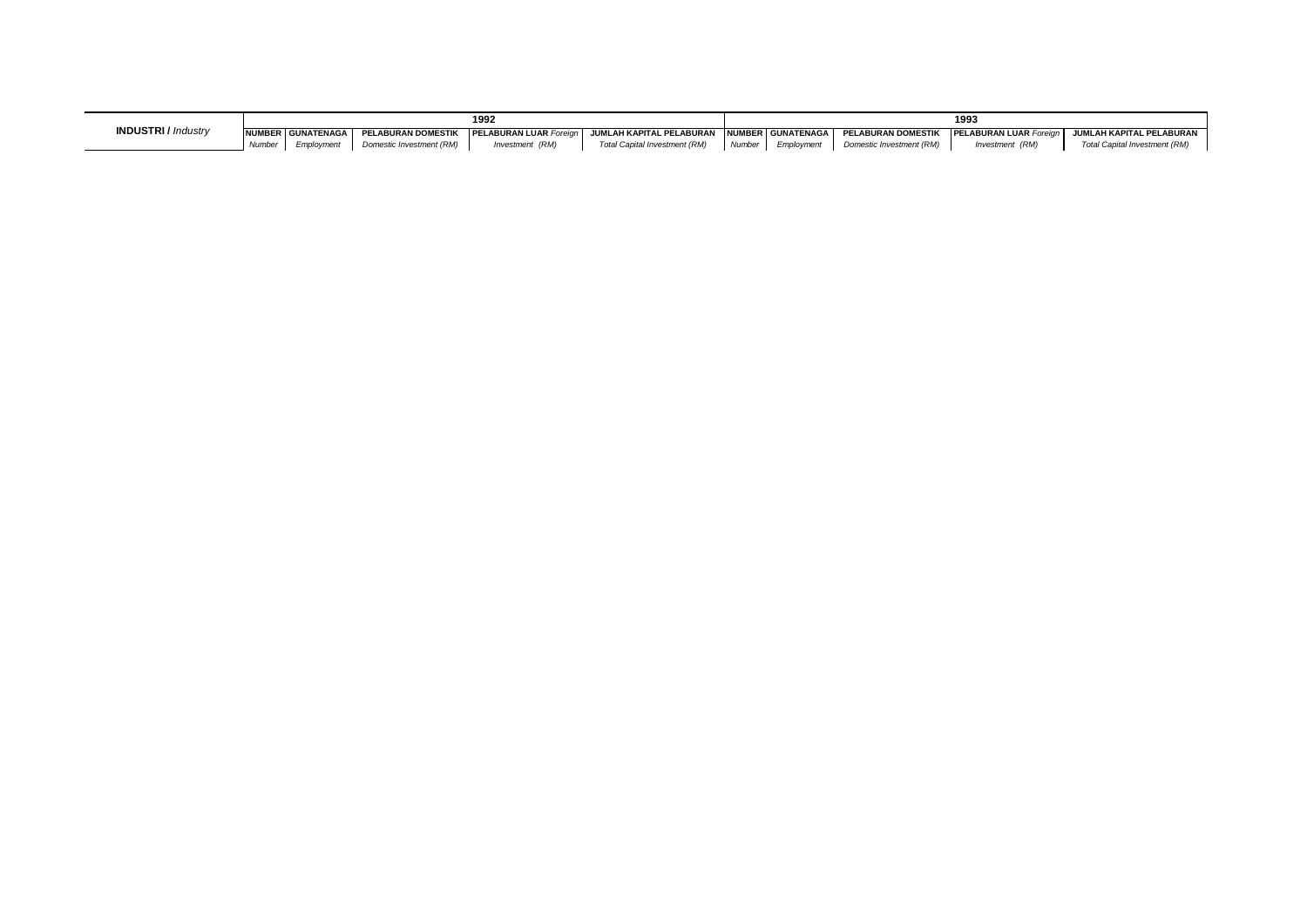| **INDUSTRI /** *Industry* | 1992 | | | | | 1993 | | | | |
|---|---|---|---|---|---|---|---|---|---|---|
| | **NUMBER** *Number* | **GUNATENAGA** *Employment* | **PELABURAN DOMESTIK** *Domestic Investment (RM)* | **PELABURAN LUAR** *Foreign Investment (RM)* | **JUMLAH KAPITAL PELABURAN** *Total Capital Investment (RM)* | **NUMBER** *Number* | **GUNATENAGA** *Employment* | **PELABURAN DOMESTIK** *Domestic Investment (RM)* | **PELABURAN LUAR** *Foreign Investment (RM)* | **JUMLAH KAPITAL PELABURAN** *Total Capital Investment (RM)* |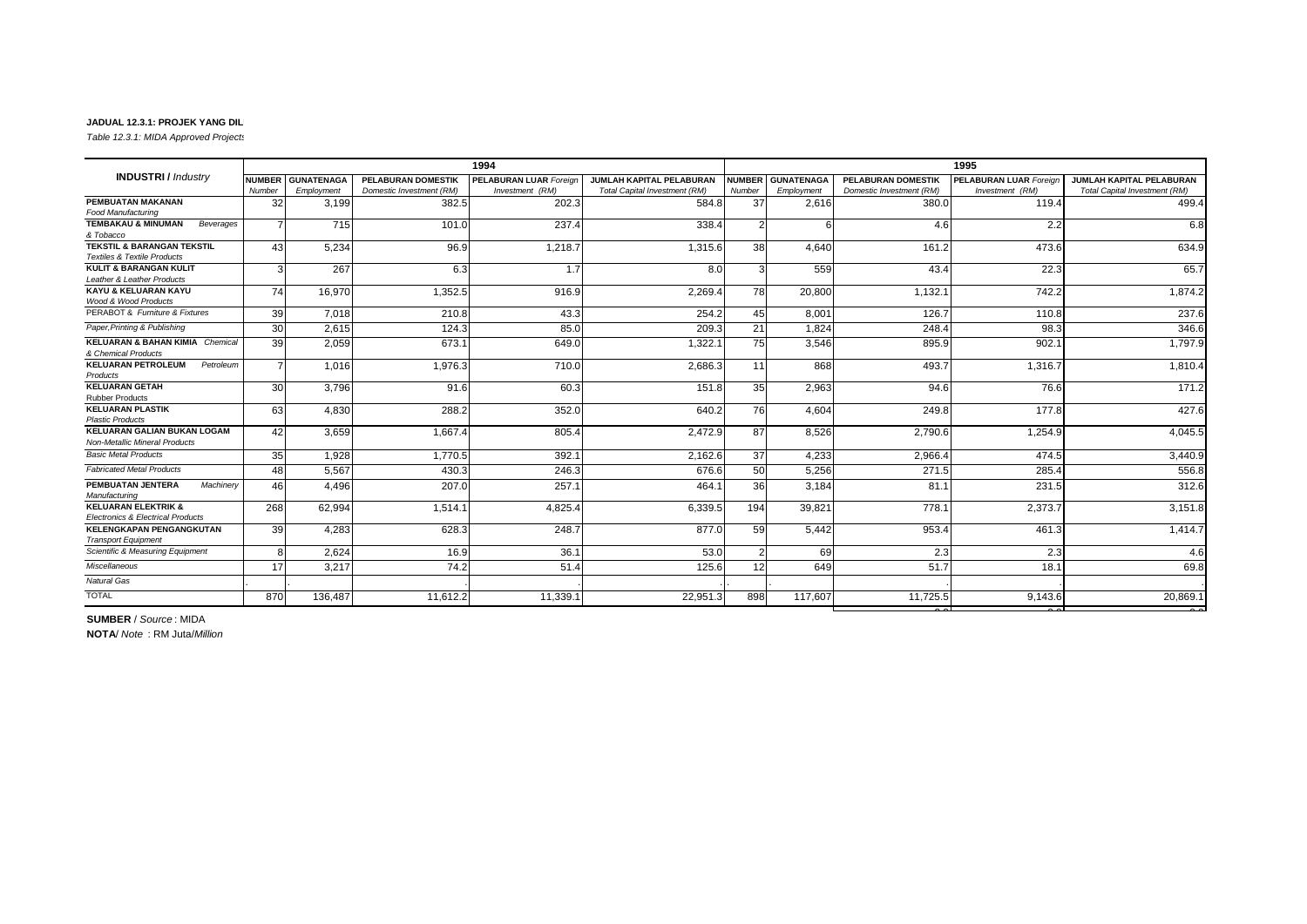**JADUAL 12.3.1: PROJEK YANG DIL**

*Table 12.3.1: MIDA Approved Projects*

| **INDUSTRI /** *Industry* | 1994 | | | | | 1995 | | | | |
|---|---|---|---|---|---|---|---|---|---|---|
| | **NUMBER** *Number* | **GUNATENAGA** *Employment* | **PELABURAN DOMESTIK** *Domestic Investment (RM)* | **PELABURAN LUAR** *Foreign Investment (RM)* | **JUMLAH KAPITAL PELABURAN** *Total Capital Investment (RM)* | **NUMBER** *Number* | **GUNATENAGA** *Employment* | **PELABURAN DOMESTIK** *Domestic Investment (RM)* | **PELABURAN LUAR** *Foreign Investment (RM)* | **JUMLAH KAPITAL PELABURAN** *Total Capital Investment (RM)* |
| **PEMBUATAN MAKANAN** *Food Manufacturing* | 32 | 3,199 | 382.5 | 202.3 | 584.8 | 37 | 2,616 | 380.0 | 119.4 | 499.4 |
| **TEMBAKAU & MINUMAN** *Beverages & Tobacco* | 7 | 715 | 101.0 | 237.4 | 338.4 | 2 | 6 | 4.6 | 2.2 | 6.8 |
| **TEKSTIL & BARANGAN TEKSTIL** *Textiles & Textile Products* | 43 | 5,234 | 96.9 | 1,218.7 | 1,315.6 | 38 | 4,640 | 161.2 | 473.6 | 634.9 |
| **KULIT & BARANGAN KULIT** *Leather & Leather Products* | 3 | 267 | 6.3 | 1.7 | 8.0 | 3 | 559 | 43.4 | 22.3 | 65.7 |
| **KAYU & KELUARAN KAYU** *Wood & Wood Products* | 74 | 16,970 | 1,352.5 | 916.9 | 2,269.4 | 78 | 20,800 | 1,132.1 | 742.2 | 1,874.2 |
| PERABOT & *Furniture & Fixtures* | 39 | 7,018 | 210.8 | 43.3 | 254.2 | 45 | 8,001 | 126.7 | 110.8 | 237.6 |
| *Paper,Printing & Publishing* | 30 | 2,615 | 124.3 | 85.0 | 209.3 | 21 | 1,824 | 248.4 | 98.3 | 346.6 |
| **KELUARAN & BAHAN KIMIA** *Chemical & Chemical Products* | 39 | 2,059 | 673.1 | 649.0 | 1,322.1 | 75 | 3,546 | 895.9 | 902.1 | 1,797.9 |
| **KELUARAN PETROLEUM** *Petroleum Products* | 7 | 1,016 | 1,976.3 | 710.0 | 2,686.3 | 11 | 868 | 493.7 | 1,316.7 | 1,810.4 |
| **KELUARAN GETAH** *Rubber Products* | 30 | 3,796 | 91.6 | 60.3 | 151.8 | 35 | 2,963 | 94.6 | 76.6 | 171.2 |
| **KELUARAN PLASTIK** *Plastic Products* | 63 | 4,830 | 288.2 | 352.0 | 640.2 | 76 | 4,604 | 249.8 | 177.8 | 427.6 |
| **KELUARAN GALIAN BUKAN LOGAM** *Non-Metallic Mineral Products* | 42 | 3,659 | 1,667.4 | 805.4 | 2,472.9 | 87 | 8,526 | 2,790.6 | 1,254.9 | 4,045.5 |
| *Basic Metal Products* | 35 | 1,928 | 1,770.5 | 392.1 | 2,162.6 | 37 | 4,233 | 2,966.4 | 474.5 | 3,440.9 |
| *Fabricated Metal Products* | 48 | 5,567 | 430.3 | 246.3 | 676.6 | 50 | 5,256 | 271.5 | 285.4 | 556.8 |
| **PEMBUATAN JENTERA** *Machinery Manufacturing* | 46 | 4,496 | 207.0 | 257.1 | 464.1 | 36 | 3,184 | 81.1 | 231.5 | 312.6 |
| **KELUARAN ELEKTRIK &** *Electronics & Electrical Products* | 268 | 62,994 | 1,514.1 | 4,825.4 | 6,339.5 | 194 | 39,821 | 778.1 | 2,373.7 | 3,151.8 |
| **KELENGKAPAN PENGANGKUTAN** *Transport Equipment* | 39 | 4,283 | 628.3 | 248.7 | 877.0 | 59 | 5,442 | 953.4 | 461.3 | 1,414.7 |
| *Scientific & Measuring Equipment* | 8 | 2,624 | 16.9 | 36.1 | 53.0 | 2 | 69 | 2.3 | 2.3 | 4.6 |
| *Miscellaneous* | 17 | 3,217 | 74.2 | 51.4 | 125.6 | 12 | 649 | 51.7 | 18.1 | 69.8 |
| *Natural Gas* | . | . | . | . | . | . | . | . | . | . |
| TOTAL | 870 | 136,487 | 11,612.2 | 11,339.1 | 22,951.3 | 898 | 117,607 | 11,725.5 | 9,143.6 | 20,869.1 |

**SUMBER** / *Source* : MIDA

**NOTA**/ *Note* : RM Juta/*Million*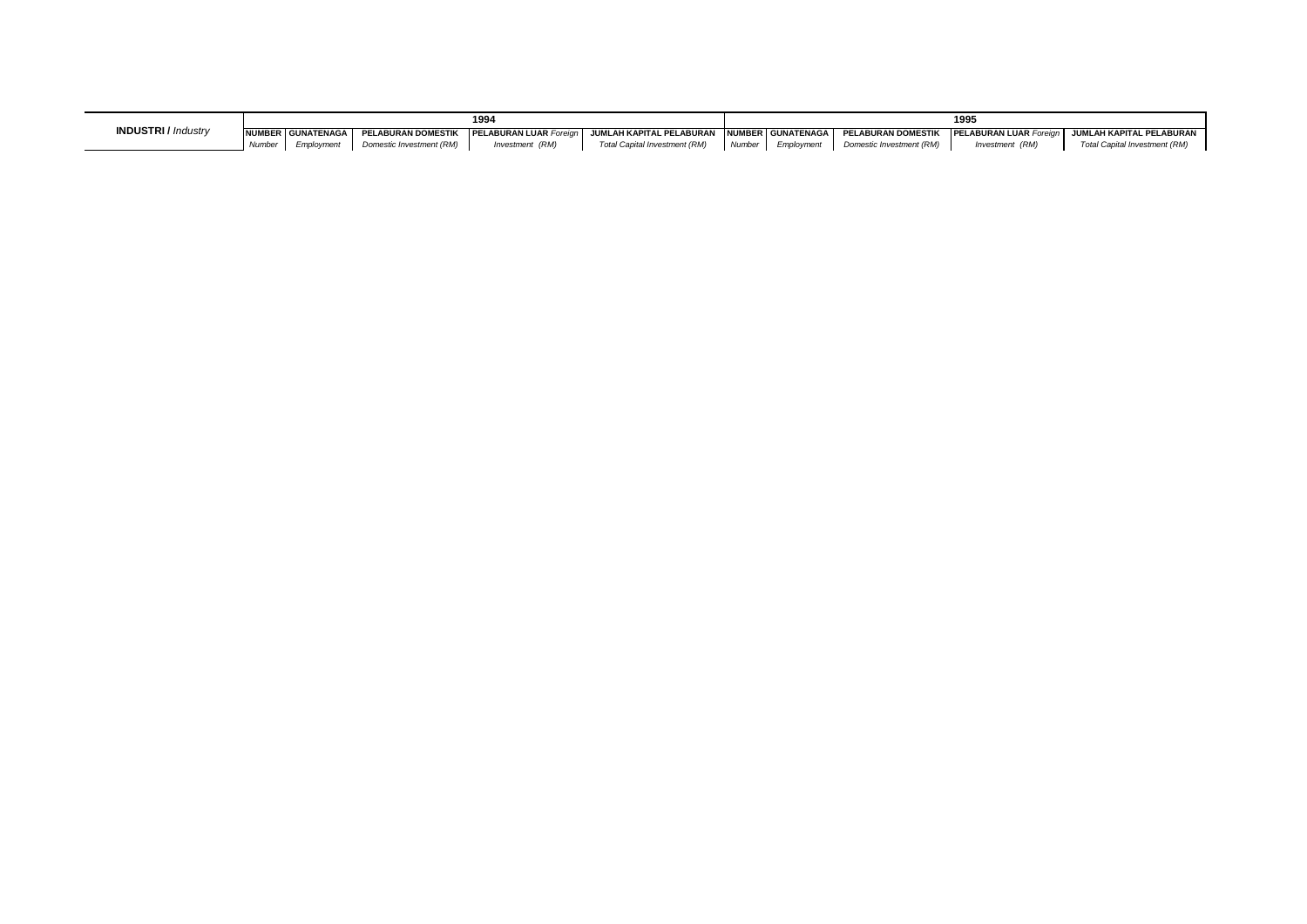| **INDUSTRI /** *Industry* | **1994** | | | | | **1995** | | | | |
|---|---|---|---|---|---|---|---|---|---|---|
| | **NUMBER** *Number* | **GUNATENAGA** *Employment* | **PELABURAN DOMESTIK** *Domestic Investment (RM)* | **PELABURAN LUAR** *Foreign Investment (RM)* | **JUMLAH KAPITAL PELABURAN** *Total Capital Investment (RM)* | **NUMBER** *Number* | **GUNATENAGA** *Employment* | **PELABURAN DOMESTIK** *Domestic Investment (RM)* | **PELABURAN LUAR** *Foreign Investment (RM)* | **JUMLAH KAPITAL PELABURAN** *Total Capital Investment (RM)* |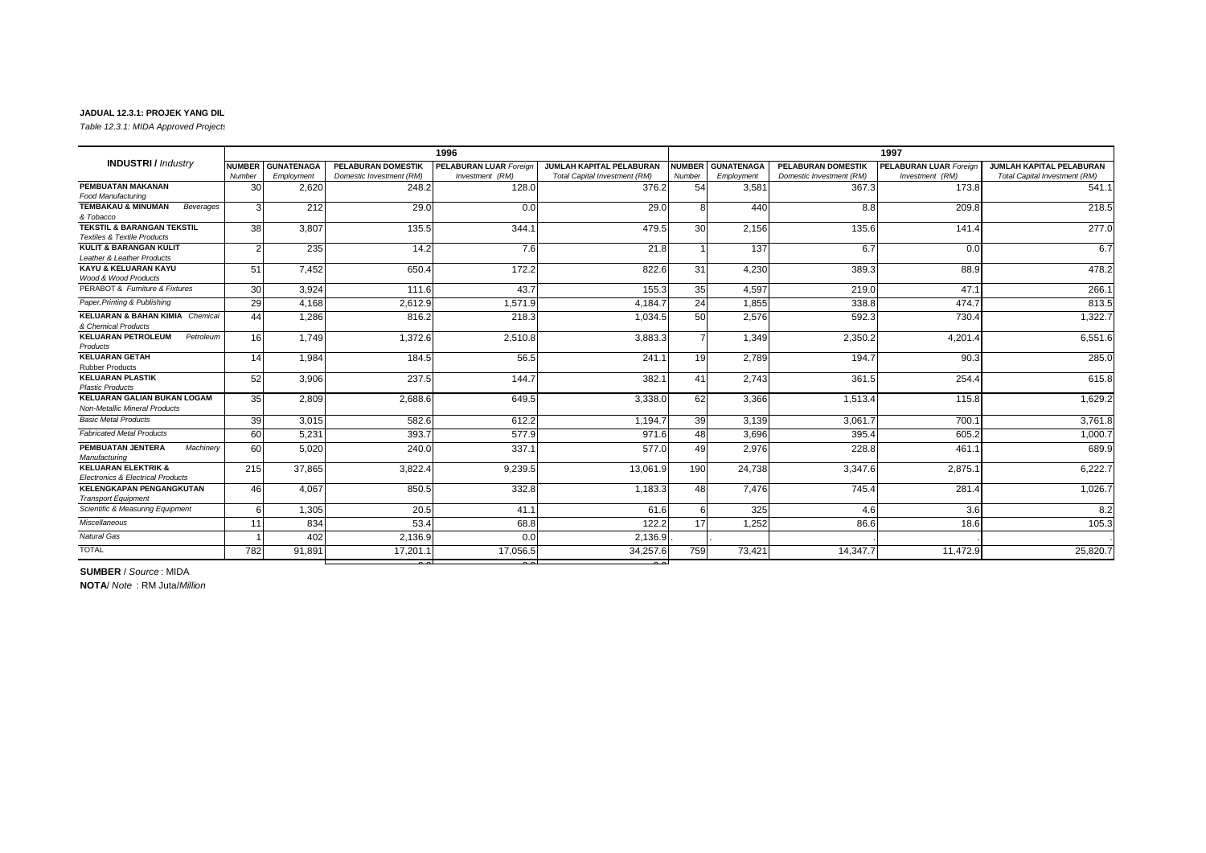**JADUAL 12.3.1: PROJEK YANG DIL**

*Table 12.3.1: MIDA Approved Projects*

| **INDUSTRI /** *Industry* | 1996 | | | | | 1997 | | | | |
|---|---|---|---|---|---|---|---|---|---|---|
| | **NUMBER** *Number* | **GUNATENAGA** *Employment* | **PELABURAN DOMESTIK** *Domestic Investment (RM)* | **PELABURAN LUAR** *Foreign Investment (RM)* | **JUMLAH KAPITAL PELABURAN** *Total Capital Investment (RM)* | **NUMBER** *Number* | **GUNATENAGA** *Employment* | **PELABURAN DOMESTIK** *Domestic Investment (RM)* | **PELABURAN LUAR** *Foreign Investment (RM)* | **JUMLAH KAPITAL PELABURAN** *Total Capital Investment (RM)* |
| **PEMBUATAN MAKANAN** *Food Manufacturing* | 30 | 2,620 | 248.2 | 128.0 | 376.2 | 54 | 3,581 | 367.3 | 173.8 | 541.1 |
| **TEMBAKAU & MINUMAN** *Beverages & Tobacco* | 3 | 212 | 29.0 | 0.0 | 29.0 | 8 | 440 | 8.8 | 209.8 | 218.5 |
| **TEKSTIL & BARANGAN TEKSTIL** *Textiles & Textile Products* | 38 | 3,807 | 135.5 | 344.1 | 479.5 | 30 | 2,156 | 135.6 | 141.4 | 277.0 |
| **KULIT & BARANGAN KULIT** *Leather & Leather Products* | 2 | 235 | 14.2 | 7.6 | 21.8 | 1 | 137 | 6.7 | 0.0 | 6.7 |
| **KAYU & KELUARAN KAYU** *Wood & Wood Products* | 51 | 7,452 | 650.4 | 172.2 | 822.6 | 31 | 4,230 | 389.3 | 88.9 | 478.2 |
| PERABOT & *Furniture & Fixtures* | 30 | 3,924 | 111.6 | 43.7 | 155.3 | 35 | 4,597 | 219.0 | 47.1 | 266.1 |
| *Paper,Printing & Publishing* | 29 | 4,168 | 2,612.9 | 1,571.9 | 4,184.7 | 24 | 1,855 | 338.8 | 474.7 | 813.5 |
| **KELUARAN & BAHAN KIMIA** *Chemical & Chemical Products* | 44 | 1,286 | 816.2 | 218.3 | 1,034.5 | 50 | 2,576 | 592.3 | 730.4 | 1,322.7 |
| **KELUARAN PETROLEUM** *Petroleum Products* | 16 | 1,749 | 1,372.6 | 2,510.8 | 3,883.3 | 7 | 1,349 | 2,350.2 | 4,201.4 | 6,551.6 |
| **KELUARAN GETAH** *Rubber Products* | 14 | 1,984 | 184.5 | 56.5 | 241.1 | 19 | 2,789 | 194.7 | 90.3 | 285.0 |
| **KELUARAN PLASTIK** *Plastic Products* | 52 | 3,906 | 237.5 | 144.7 | 382.1 | 41 | 2,743 | 361.5 | 254.4 | 615.8 |
| **KELUARAN GALIAN BUKAN LOGAM** *Non-Metallic Mineral Products* | 35 | 2,809 | 2,688.6 | 649.5 | 3,338.0 | 62 | 3,366 | 1,513.4 | 115.8 | 1,629.2 |
| *Basic Metal Products* | 39 | 3,015 | 582.6 | 612.2 | 1,194.7 | 39 | 3,139 | 3,061.7 | 700.1 | 3,761.8 |
| *Fabricated Metal Products* | 60 | 5,231 | 393.7 | 577.9 | 971.6 | 48 | 3,696 | 395.4 | 605.2 | 1,000.7 |
| **PEMBUATAN JENTERA** *Machinery Manufacturing* | 60 | 5,020 | 240.0 | 337.1 | 577.0 | 49 | 2,976 | 228.8 | 461.1 | 689.9 |
| **KELUARAN ELEKTRIK &** *Electronics & Electrical Products* | 215 | 37,865 | 3,822.4 | 9,239.5 | 13,061.9 | 190 | 24,738 | 3,347.6 | 2,875.1 | 6,222.7 |
| **KELENGKAPAN PENGANGKUTAN** *Transport Equipment* | 46 | 4,067 | 850.5 | 332.8 | 1,183.3 | 48 | 7,476 | 745.4 | 281.4 | 1,026.7 |
| *Scientific & Measuring Equipment* | 6 | 1,305 | 20.5 | 41.1 | 61.6 | 6 | 325 | 4.6 | 3.6 | 8.2 |
| *Miscellaneous* | 11 | 834 | 53.4 | 68.8 | 122.2 | 17 | 1,252 | 86.6 | 18.6 | 105.3 |
| *Natural Gas* | 1 | 402 | 2,136.9 | 0.0 | 2,136.9 | . | . | . | . | . |
| TOTAL | 782 | 91,891 | 17,201.1 | 17,056.5 | 34,257.6 | 759 | 73,421 | 14,347.7 | 11,472.9 | 25,820.7 |

**SUMBER** / *Source* : MIDA

**NOTA**/ *Note* : RM Juta/*Million*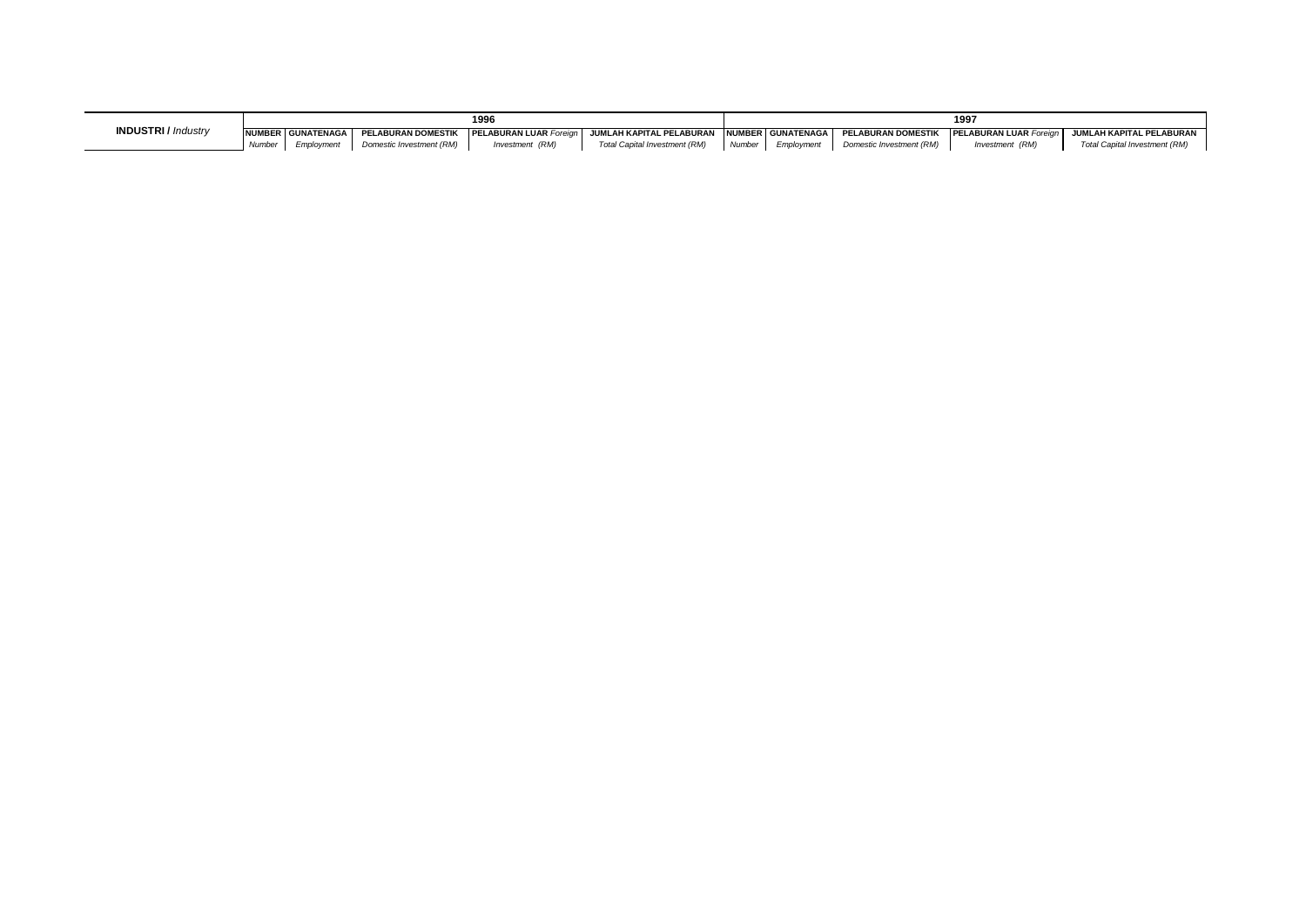| INDUSTRI / *Industry* | 1996 | | | | | 1997 | | | | |
|---|---|---|---|---|---|---|---|---|---|---|
| | NUMBER *Number* | GUNATENAGA *Employment* | PELABURAN DOMESTIK *Domestic Investment (RM)* | PELABURAN LUAR *Foreign Investment (RM)* | JUMLAH KAPITAL PELABURAN *Total Capital Investment (RM)* | NUMBER *Number* | GUNATENAGA *Employment* | PELABURAN DOMESTIK *Domestic Investment (RM)* | PELABURAN LUAR *Foreign Investment (RM)* | JUMLAH KAPITAL PELABURAN *Total Capital Investment (RM)* |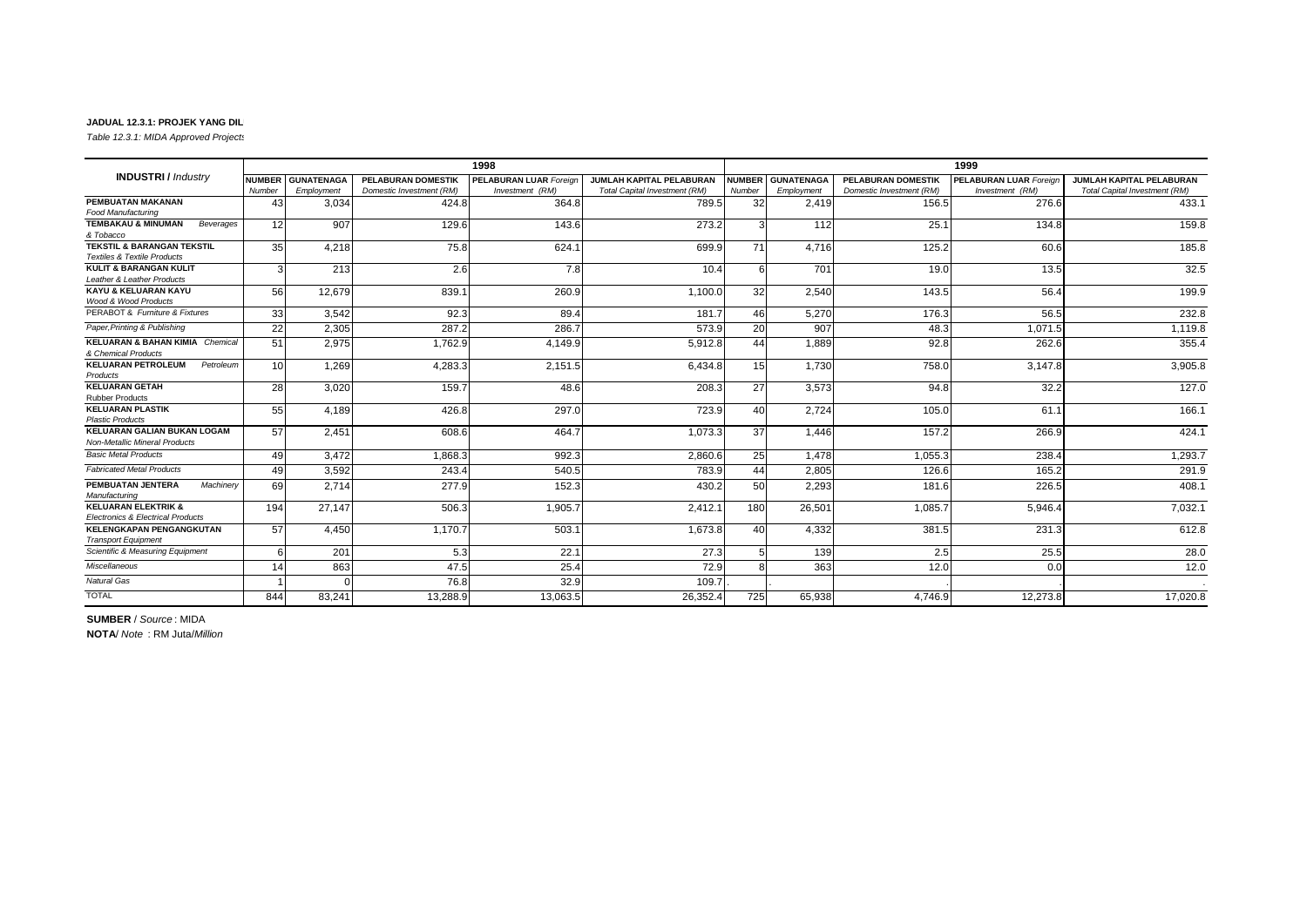**JADUAL 12.3.1: PROJEK YANG DIL**

*Table 12.3.1: MIDA Approved Projects*

| **INDUSTRI /** *Industry* | 1998 | | | | | 1999 | | | | |
|---|---|---|---|---|---|---|---|---|---|---|
| | **NUMBER** *Number* | **GUNATENAGA** *Employment* | **PELABURAN DOMESTIK** *Domestic Investment (RM)* | **PELABURAN LUAR** *Foreign Investment (RM)* | **JUMLAH KAPITAL PELABURAN** *Total Capital Investment (RM)* | **NUMBER** *Number* | **GUNATENAGA** *Employment* | **PELABURAN DOMESTIK** *Domestic Investment (RM)* | **PELABURAN LUAR** *Foreign Investment (RM)* | **JUMLAH KAPITAL PELABURAN** *Total Capital Investment (RM)* |
| **PEMBUATAN MAKANAN** *Food Manufacturing* | 43 | 3,034 | 424.8 | 364.8 | 789.5 | 32 | 2,419 | 156.5 | 276.6 | 433.1 |
| **TEMBAKAU & MINUMAN** *Beverages & Tobacco* | 12 | 907 | 129.6 | 143.6 | 273.2 | 3 | 112 | 25.1 | 134.8 | 159.8 |
| **TEKSTIL & BARANGAN TEKSTIL** *Textiles & Textile Products* | 35 | 4,218 | 75.8 | 624.1 | 699.9 | 71 | 4,716 | 125.2 | 60.6 | 185.8 |
| **KULIT & BARANGAN KULIT** *Leather & Leather Products* | 3 | 213 | 2.6 | 7.8 | 10.4 | 6 | 701 | 19.0 | 13.5 | 32.5 |
| **KAYU & KELUARAN KAYU** *Wood & Wood Products* | 56 | 12,679 | 839.1 | 260.9 | 1,100.0 | 32 | 2,540 | 143.5 | 56.4 | 199.9 |
| PERABOT & *Furniture & Fixtures* | 33 | 3,542 | 92.3 | 89.4 | 181.7 | 46 | 5,270 | 176.3 | 56.5 | 232.8 |
| *Paper,Printing & Publishing* | 22 | 2,305 | 287.2 | 286.7 | 573.9 | 20 | 907 | 48.3 | 1,071.5 | 1,119.8 |
| **KELUARAN & BAHAN KIMIA** *Chemical & Chemical Products* | 51 | 2,975 | 1,762.9 | 4,149.9 | 5,912.8 | 44 | 1,889 | 92.8 | 262.6 | 355.4 |
| **KELUARAN PETROLEUM** *Petroleum Products* | 10 | 1,269 | 4,283.3 | 2,151.5 | 6,434.8 | 15 | 1,730 | 758.0 | 3,147.8 | 3,905.8 |
| **KELUARAN GETAH** *Rubber Products* | 28 | 3,020 | 159.7 | 48.6 | 208.3 | 27 | 3,573 | 94.8 | 32.2 | 127.0 |
| **KELUARAN PLASTIK** *Plastic Products* | 55 | 4,189 | 426.8 | 297.0 | 723.9 | 40 | 2,724 | 105.0 | 61.1 | 166.1 |
| **KELUARAN GALIAN BUKAN LOGAM** *Non-Metallic Mineral Products* | 57 | 2,451 | 608.6 | 464.7 | 1,073.3 | 37 | 1,446 | 157.2 | 266.9 | 424.1 |
| *Basic Metal Products* | 49 | 3,472 | 1,868.3 | 992.3 | 2,860.6 | 25 | 1,478 | 1,055.3 | 238.4 | 1,293.7 |
| *Fabricated Metal Products* | 49 | 3,592 | 243.4 | 540.5 | 783.9 | 44 | 2,805 | 126.6 | 165.2 | 291.9 |
| **PEMBUATAN JENTERA** *Machinery Manufacturing* | 69 | 2,714 | 277.9 | 152.3 | 430.2 | 50 | 2,293 | 181.6 | 226.5 | 408.1 |
| **KELUARAN ELEKTRIK &** *Electronics & Electrical Products* | 194 | 27,147 | 506.3 | 1,905.7 | 2,412.1 | 180 | 26,501 | 1,085.7 | 5,946.4 | 7,032.1 |
| **KELENGKAPAN PENGANGKUTAN** *Transport Equipment* | 57 | 4,450 | 1,170.7 | 503.1 | 1,673.8 | 40 | 4,332 | 381.5 | 231.3 | 612.8 |
| *Scientific & Measuring Equipment* | 6 | 201 | 5.3 | 22.1 | 27.3 | 5 | 139 | 2.5 | 25.5 | 28.0 |
| *Miscellaneous* | 14 | 863 | 47.5 | 25.4 | 72.9 | 8 | 363 | 12.0 | 0.0 | 12.0 |
| *Natural Gas* | 1 | 0 | 76.8 | 32.9 | 109.7 | . | . | . | . | . |
| TOTAL | 844 | 83,241 | 13,288.9 | 13,063.5 | 26,352.4 | 725 | 65,938 | 4,746.9 | 12,273.8 | 17,020.8 |

**SUMBER** / *Source* : MIDA

**NOTA**/ *Note* : RM Juta/*Million*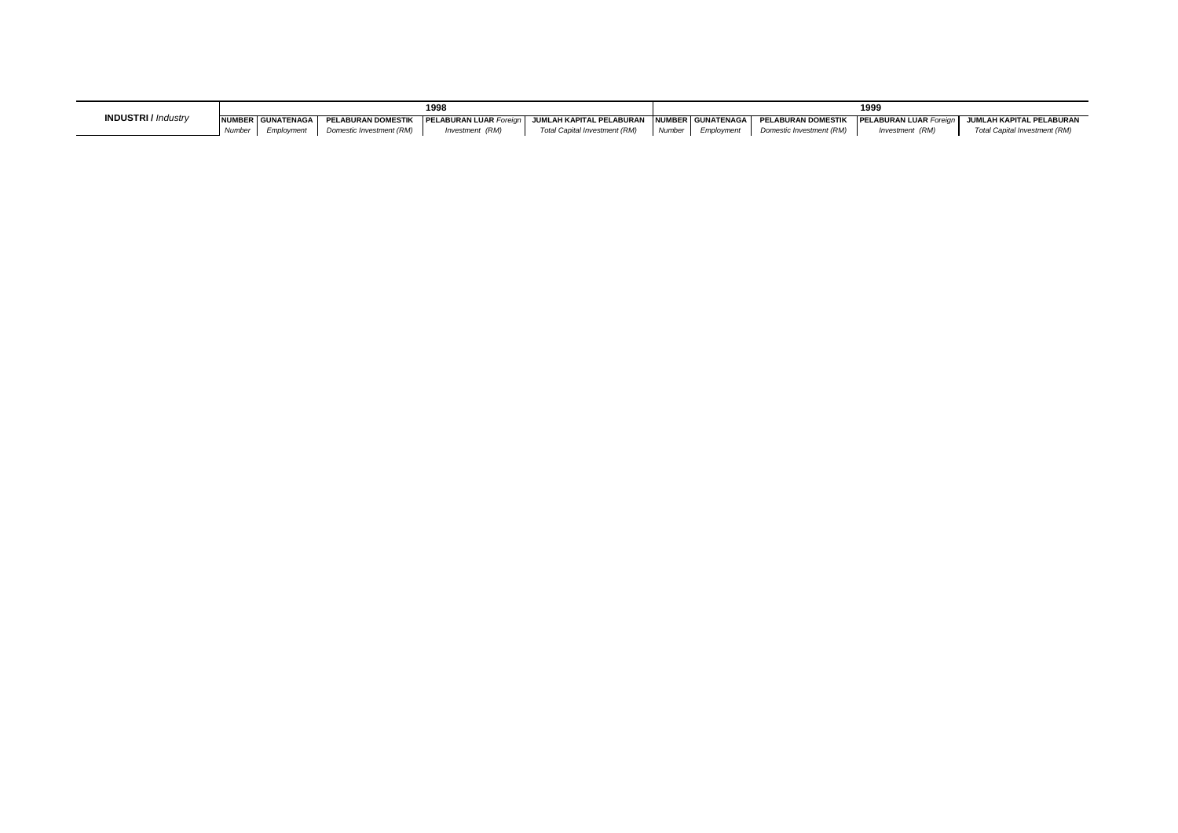| **INDUSTRI /** *Industry* | 1998 | | | | | 1999 | | | | |
|---|---|---|---|---|---|---|---|---|---|---|
| | **NUMBER** *Number* | **GUNATENAGA** *Employment* | **PELABURAN DOMESTIK** *Domestic Investment (RM)* | **PELABURAN LUAR** *Foreign Investment (RM)* | **JUMLAH KAPITAL PELABURAN** *Total Capital Investment (RM)* | **NUMBER** *Number* | **GUNATENAGA** *Employment* | **PELABURAN DOMESTIK** *Domestic Investment (RM)* | **PELABURAN LUAR** *Foreign Investment (RM)* | **JUMLAH KAPITAL PELABURAN** *Total Capital Investment (RM)* |